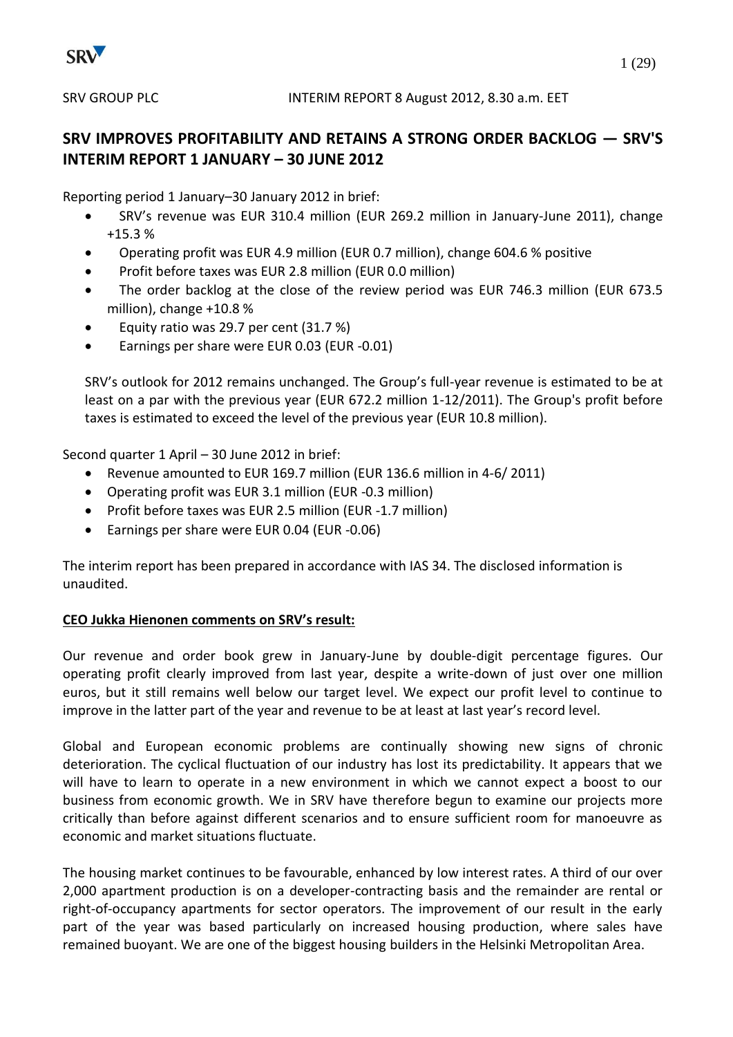SRV GROUP PLC INTERIM REPORT 8 August 2012, 8.30 a.m. EET

# SRV IMPROVES PROFITABILITY AND RETAINS A STRONG ORDER BACKLOG — SRV'S INTERIM REPORT 1 JANUARY – 30 JUNE 2012

Reporting period 1 January–30 January 2012 in brief:

- SRV's revenue was EUR 310.4 million (EUR 269.2 million in January-June 2011), change +15.3 %
- Operating profit was EUR 4.9 million (EUR 0.7 million), change 604.6 % positive
- Profit before taxes was EUR 2.8 million (EUR 0.0 million)
- The order backlog at the close of the review period was EUR 746.3 million (EUR 673.5 million), change +10.8 %
- Equity ratio was 29.7 per cent (31.7 %)
- Earnings per share were EUR 0.03 (EUR -0.01)

SRV's outlook for 2012 remains unchanged. The Group's full-year revenue is estimated to be at least on a par with the previous year (EUR 672.2 million 1-12/2011). The Group's profit before taxes is estimated to exceed the level of the previous year (EUR 10.8 million).

Second quarter 1 April – 30 June 2012 in brief:

- Revenue amounted to EUR 169.7 million (EUR 136.6 million in 4-6/ 2011)
- Operating profit was EUR 3.1 million (EUR -0.3 million)
- Profit before taxes was EUR 2.5 million (EUR -1.7 million)
- Earnings per share were EUR 0.04 (EUR -0.06)

The interim report has been prepared in accordance with IAS 34. The disclosed information is unaudited.

**CEO Jukka Hienonen comments on SRV's result:**

Our revenue and order book grew in January-June by double-digit percentage figures. Our operating profit clearly improved from last year, despite a write-down of just over one million euros, but it still remains well below our target level. We expect our profit level to continue to improve in the latter part of the year and revenue to be at least at last year's record level.

Global and European economic problems are continually showing new signs of chronic deterioration. The cyclical fluctuation of our industry has lost its predictability. It appears that we will have to learn to operate in a new environment in which we cannot expect a boost to our business from economic growth. We in SRV have therefore begun to examine our projects more critically than before against different scenarios and to ensure sufficient room for manoeuvre as economic and market situations fluctuate.

The housing market continues to be favourable, enhanced by low interest rates. A third of our over 2,000 apartment production is on a developer-contracting basis and the remainder are rental or right-of-occupancy apartments for sector operators. The improvement of our result in the early part of the year was based particularly on increased housing production, where sales have remained buoyant. We are one of the biggest housing builders in the Helsinki Metropolitan Area.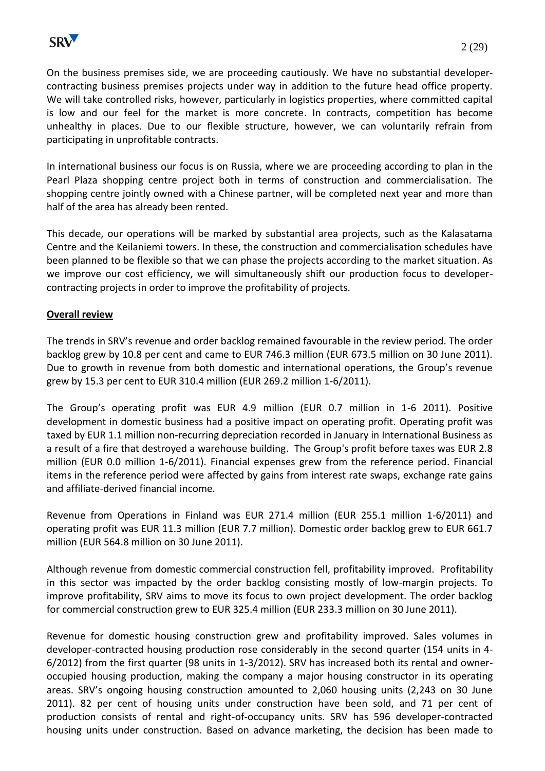On the business premises side, we are proceeding cautiously. We have no substantial developer-contracting business premises projects under way in addition to the future head office property. We will take controlled risks, however, particularly in logistics properties, where committed capital is low and our feel for the market is more concrete. In contracts, competition has become unhealthy in places. Due to our flexible structure, however, we can voluntarily refrain from participating in unprofitable contracts.

In international business our focus is on Russia, where we are proceeding according to plan in the Pearl Plaza shopping centre project both in terms of construction and commercialisation. The shopping centre jointly owned with a Chinese partner, will be completed next year and more than half of the area has already been rented.

This decade, our operations will be marked by substantial area projects, such as the Kalasatama Centre and the Keilaniemi towers. In these, the construction and commercialisation schedules have been planned to be flexible so that we can phase the projects according to the market situation. As we improve our cost efficiency, we will simultaneously shift our production focus to developer-contracting projects in order to improve the profitability of projects.

**Overall review**

The trends in SRV's revenue and order backlog remained favourable in the review period. The order backlog grew by 10.8 per cent and came to EUR 746.3 million (EUR 673.5 million on 30 June 2011). Due to growth in revenue from both domestic and international operations, the Group's revenue grew by 15.3 per cent to EUR 310.4 million (EUR 269.2 million 1-6/2011).

The Group's operating profit was EUR 4.9 million (EUR 0.7 million in 1-6 2011). Positive development in domestic business had a positive impact on operating profit. Operating profit was taxed by EUR 1.1 million non-recurring depreciation recorded in January in International Business as a result of a fire that destroyed a warehouse building. The Group's profit before taxes was EUR 2.8 million (EUR 0.0 million 1-6/2011). Financial expenses grew from the reference period. Financial items in the reference period were affected by gains from interest rate swaps, exchange rate gains and affiliate-derived financial income.

Revenue from Operations in Finland was EUR 271.4 million (EUR 255.1 million 1-6/2011) and operating profit was EUR 11.3 million (EUR 7.7 million). Domestic order backlog grew to EUR 661.7 million (EUR 564.8 million on 30 June 2011).

Although revenue from domestic commercial construction fell, profitability improved. Profitability in this sector was impacted by the order backlog consisting mostly of low-margin projects. To improve profitability, SRV aims to move its focus to own project development. The order backlog for commercial construction grew to EUR 325.4 million (EUR 233.3 million on 30 June 2011).

Revenue for domestic housing construction grew and profitability improved. Sales volumes in developer-contracted housing production rose considerably in the second quarter (154 units in 4-6/2012) from the first quarter (98 units in 1-3/2012). SRV has increased both its rental and owner-occupied housing production, making the company a major housing constructor in its operating areas. SRV's ongoing housing construction amounted to 2,060 housing units (2,243 on 30 June 2011). 82 per cent of housing units under construction have been sold, and 71 per cent of production consists of rental and right-of-occupancy units. SRV has 596 developer-contracted housing units under construction. Based on advance marketing, the decision has been made to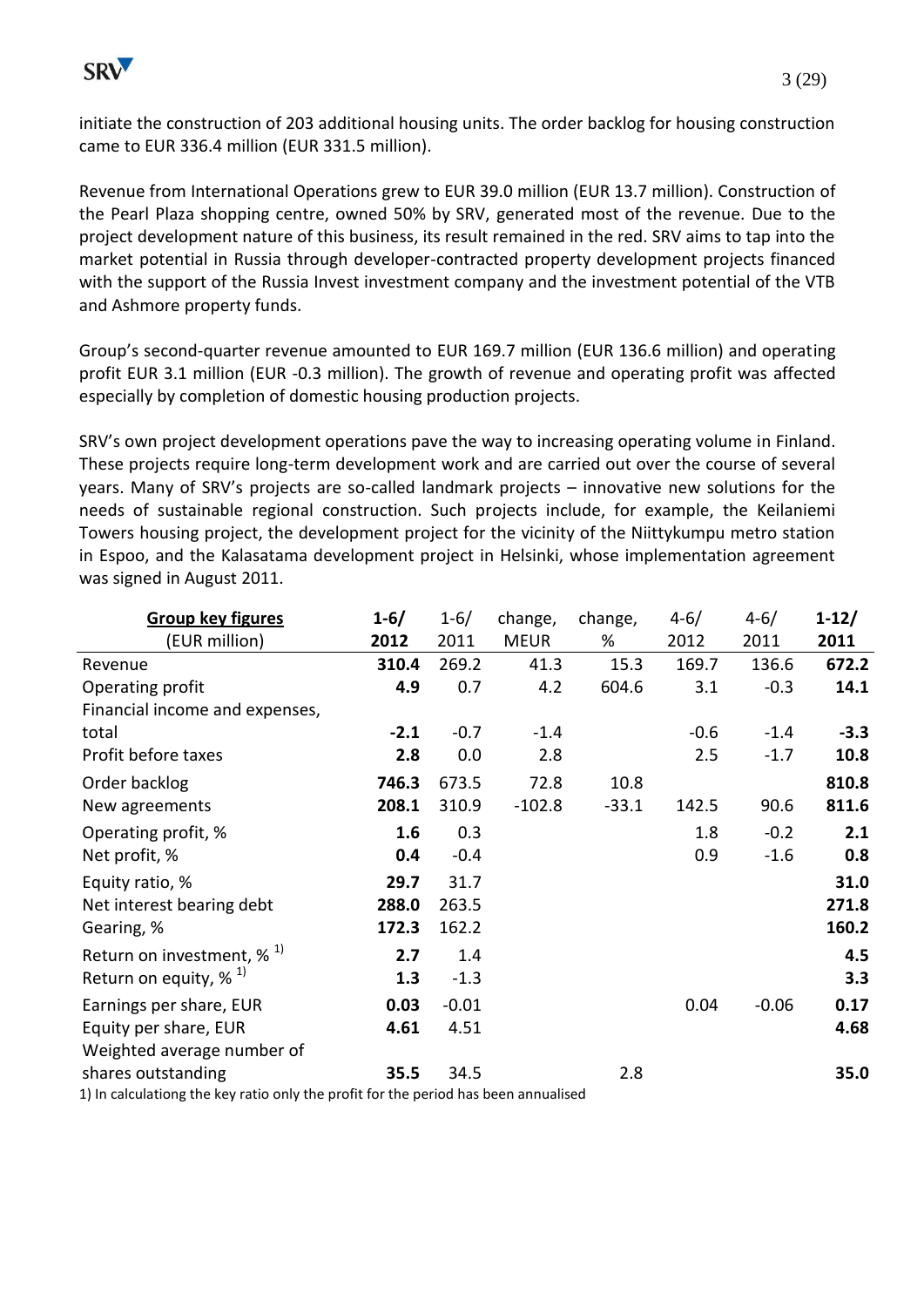initiate the construction of 203 additional housing units. The order backlog for housing construction came to EUR 336.4 million (EUR 331.5 million).

Revenue from International Operations grew to EUR 39.0 million (EUR 13.7 million). Construction of the Pearl Plaza shopping centre, owned 50% by SRV, generated most of the revenue. Due to the project development nature of this business, its result remained in the red. SRV aims to tap into the market potential in Russia through developer-contracted property development projects financed with the support of the Russia Invest investment company and the investment potential of the VTB and Ashmore property funds.

Group's second-quarter revenue amounted to EUR 169.7 million (EUR 136.6 million) and operating profit EUR 3.1 million (EUR -0.3 million). The growth of revenue and operating profit was affected especially by completion of domestic housing production projects.

SRV's own project development operations pave the way to increasing operating volume in Finland. These projects require long-term development work and are carried out over the course of several years. Many of SRV's projects are so-called landmark projects – innovative new solutions for the needs of sustainable regional construction. Such projects include, for example, the Keilaniemi Towers housing project, the development project for the vicinity of the Niittykumpu metro station in Espoo, and the Kalasatama development project in Helsinki, whose implementation agreement was signed in August 2011.

| **Group key figures** (EUR million) | **1-6/ 2012** | 1-6/ 2011 | change, MEUR | change, % | 4-6/ 2012 | 4-6/ 2011 | **1-12/ 2011** |
|---|---|---|---|---|---|---|---|
| Revenue | **310.4** | 269.2 | 41.3 | 15.3 | 169.7 | 136.6 | **672.2** |
| Operating profit | **4.9** | 0.7 | 4.2 | 604.6 | 3.1 | -0.3 | **14.1** |
| Financial income and expenses, total | **-2.1** | -0.7 | -1.4 | | -0.6 | -1.4 | **-3.3** |
| Profit before taxes | **2.8** | 0.0 | 2.8 | | 2.5 | -1.7 | **10.8** |
| Order backlog | **746.3** | 673.5 | 72.8 | 10.8 | | | **810.8** |
| New agreements | **208.1** | 310.9 | -102.8 | -33.1 | 142.5 | 90.6 | **811.6** |
| Operating profit, % | **1.6** | 0.3 | | | 1.8 | -0.2 | **2.1** |
| Net profit, % | **0.4** | -0.4 | | | 0.9 | -1.6 | **0.8** |
| Equity ratio, % | **29.7** | 31.7 | | | | | **31.0** |
| Net interest bearing debt | **288.0** | 263.5 | | | | | **271.8** |
| Gearing, % | **172.3** | 162.2 | | | | | **160.2** |
| Return on investment, % [1] | **2.7** | 1.4 | | | | | **4.5** |
| Return on equity, % [1] | **1.3** | -1.3 | | | | | **3.3** |
| Earnings per share, EUR | **0.03** | -0.01 | | | 0.04 | -0.06 | **0.17** |
| Equity per share, EUR | **4.61** | 4.51 | | | | | **4.68** |
| Weighted average number of shares outstanding | **35.5** | 34.5 | | 2.8 | | | **35.0** |

1) In calculationg the key ratio only the profit for the period has been annualised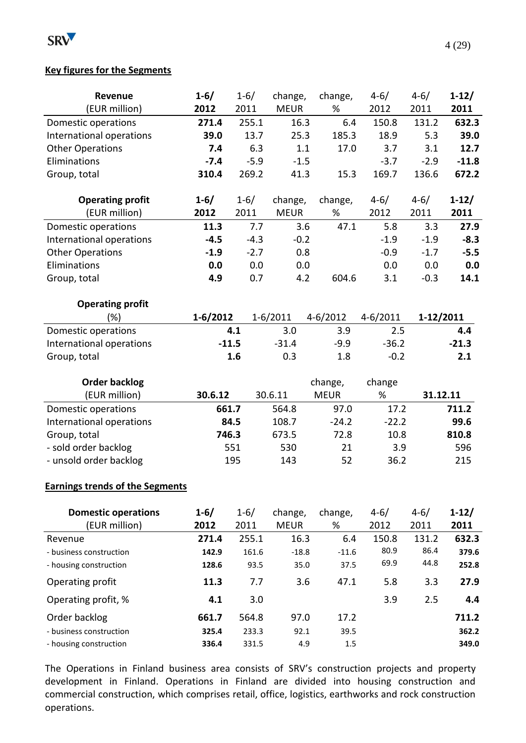## Key figures for the Segments

| Revenue (EUR million) | 1-6/ 2012 | 1-6/ 2011 | change, MEUR | change, % | 4-6/ 2012 | 4-6/ 2011 | 1-12/ 2011 |
|---|---|---|---|---|---|---|---|
| Domestic operations | **271.4** | 255.1 | 16.3 | 6.4 | 150.8 | 131.2 | **632.3** |
| International operations | **39.0** | 13.7 | 25.3 | 185.3 | 18.9 | 5.3 | **39.0** |
| Other Operations | **7.4** | 6.3 | 1.1 | 17.0 | 3.7 | 3.1 | **12.7** |
| Eliminations | **-7.4** | -5.9 | -1.5 | | -3.7 | -2.9 | **-11.8** |
| Group, total | **310.4** | 269.2 | 41.3 | 15.3 | 169.7 | 136.6 | **672.2** |

| Operating profit (EUR million) | 1-6/ 2012 | 1-6/ 2011 | change, MEUR | change, % | 4-6/ 2012 | 4-6/ 2011 | 1-12/ 2011 |
|---|---|---|---|---|---|---|---|
| Domestic operations | **11.3** | 7.7 | 3.6 | 47.1 | 5.8 | 3.3 | **27.9** |
| International operations | **-4.5** | -4.3 | -0.2 | | -1.9 | -1.9 | **-8.3** |
| Other Operations | **-1.9** | -2.7 | 0.8 | | -0.9 | -1.7 | **-5.5** |
| Eliminations | **0.0** | 0.0 | 0.0 | | 0.0 | 0.0 | **0.0** |
| Group, total | **4.9** | 0.7 | 4.2 | 604.6 | 3.1 | -0.3 | **14.1** |

| Operating profit (%) | 1-6/2012 | 1-6/2011 | 4-6/2012 | 4-6/2011 | 1-12/2011 |
|---|---|---|---|---|---|
| Domestic operations | **4.1** | 3.0 | 3.9 | 2.5 | **4.4** |
| International operations | **-11.5** | -31.4 | -9.9 | -36.2 | **-21.3** |
| Group, total | **1.6** | 0.3 | 1.8 | -0.2 | **2.1** |

| Order backlog (EUR million) | 30.6.12 | 30.6.11 | change, MEUR | change % | 31.12.11 |
|---|---|---|---|---|---|
| Domestic operations | **661.7** | 564.8 | 97.0 | 17.2 | **711.2** |
| International operations | **84.5** | 108.7 | -24.2 | -22.2 | **99.6** |
| Group, total | **746.3** | 673.5 | 72.8 | 10.8 | **810.8** |
| - sold order backlog | 551 | 530 | 21 | 3.9 | 596 |
| - unsold order backlog | 195 | 143 | 52 | 36.2 | 215 |

## Earnings trends of the Segments

| Domestic operations (EUR million) | 1-6/ 2012 | 1-6/ 2011 | change, MEUR | change, % | 4-6/ 2012 | 4-6/ 2011 | 1-12/ 2011 |
|---|---|---|---|---|---|---|---|
| Revenue | **271.4** | 255.1 | 16.3 | 6.4 | 150.8 | 131.2 | **632.3** |
| - business construction | **142.9** | 161.6 | -18.8 | -11.6 | 80.9 | 86.4 | **379.6** |
| - housing construction | **128.6** | 93.5 | 35.0 | 37.5 | 69.9 | 44.8 | **252.8** |
| Operating profit | **11.3** | 7.7 | 3.6 | 47.1 | 5.8 | 3.3 | **27.9** |
| Operating profit, % | **4.1** | 3.0 | | | 3.9 | 2.5 | **4.4** |
| Order backlog | **661.7** | 564.8 | 97.0 | 17.2 | | | **711.2** |
| - business construction | **325.4** | 233.3 | 92.1 | 39.5 | | | **362.2** |
| - housing construction | **336.4** | 331.5 | 4.9 | 1.5 | | | **349.0** |

The Operations in Finland business area consists of SRV's construction projects and property development in Finland. Operations in Finland are divided into housing construction and commercial construction, which comprises retail, office, logistics, earthworks and rock construction operations.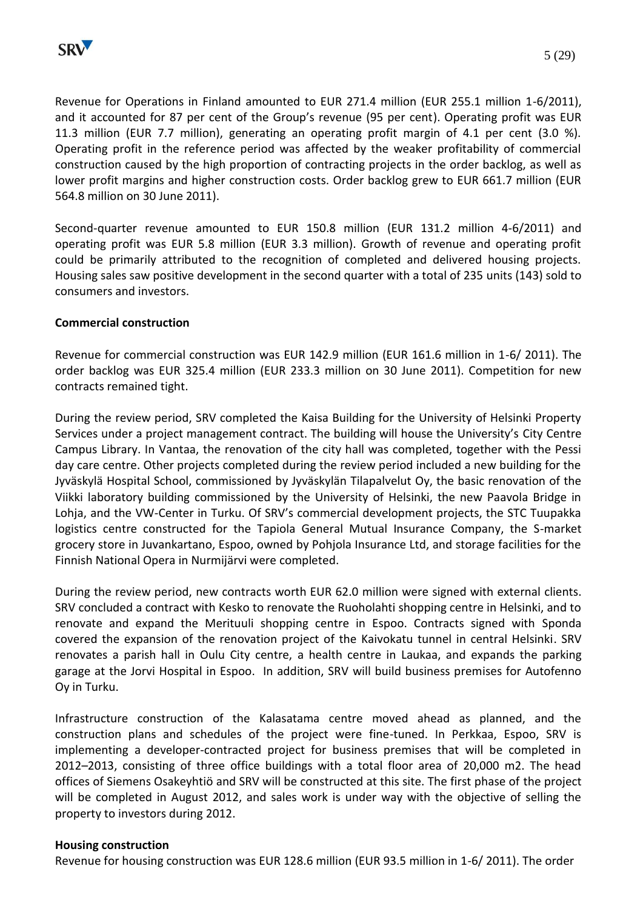Revenue for Operations in Finland amounted to EUR 271.4 million (EUR 255.1 million 1-6/2011), and it accounted for 87 per cent of the Group's revenue (95 per cent). Operating profit was EUR 11.3 million (EUR 7.7 million), generating an operating profit margin of 4.1 per cent (3.0 %). Operating profit in the reference period was affected by the weaker profitability of commercial construction caused by the high proportion of contracting projects in the order backlog, as well as lower profit margins and higher construction costs. Order backlog grew to EUR 661.7 million (EUR 564.8 million on 30 June 2011).

Second-quarter revenue amounted to EUR 150.8 million (EUR 131.2 million 4-6/2011) and operating profit was EUR 5.8 million (EUR 3.3 million). Growth of revenue and operating profit could be primarily attributed to the recognition of completed and delivered housing projects. Housing sales saw positive development in the second quarter with a total of 235 units (143) sold to consumers and investors.

**Commercial construction**

Revenue for commercial construction was EUR 142.9 million (EUR 161.6 million in 1-6/ 2011). The order backlog was EUR 325.4 million (EUR 233.3 million on 30 June 2011). Competition for new contracts remained tight.

During the review period, SRV completed the Kaisa Building for the University of Helsinki Property Services under a project management contract. The building will house the University's City Centre Campus Library. In Vantaa, the renovation of the city hall was completed, together with the Pessi day care centre. Other projects completed during the review period included a new building for the Jyväskylä Hospital School, commissioned by Jyväskylän Tilapalvelut Oy, the basic renovation of the Viikki laboratory building commissioned by the University of Helsinki, the new Paavola Bridge in Lohja, and the VW-Center in Turku. Of SRV's commercial development projects, the STC Tuupakka logistics centre constructed for the Tapiola General Mutual Insurance Company, the S-market grocery store in Juvankartano, Espoo, owned by Pohjola Insurance Ltd, and storage facilities for the Finnish National Opera in Nurmijärvi were completed.

During the review period, new contracts worth EUR 62.0 million were signed with external clients. SRV concluded a contract with Kesko to renovate the Ruoholahti shopping centre in Helsinki, and to renovate and expand the Merituuli shopping centre in Espoo. Contracts signed with Sponda covered the expansion of the renovation project of the Kaivokatu tunnel in central Helsinki. SRV renovates a parish hall in Oulu City centre, a health centre in Laukaa, and expands the parking garage at the Jorvi Hospital in Espoo. In addition, SRV will build business premises for Autofenno Oy in Turku.

Infrastructure construction of the Kalasatama centre moved ahead as planned, and the construction plans and schedules of the project were fine-tuned. In Perkkaa, Espoo, SRV is implementing a developer-contracted project for business premises that will be completed in 2012–2013, consisting of three office buildings with a total floor area of 20,000 m2. The head offices of Siemens Osakeyhtiö and SRV will be constructed at this site. The first phase of the project will be completed in August 2012, and sales work is under way with the objective of selling the property to investors during 2012.

**Housing construction**

Revenue for housing construction was EUR 128.6 million (EUR 93.5 million in 1-6/ 2011). The order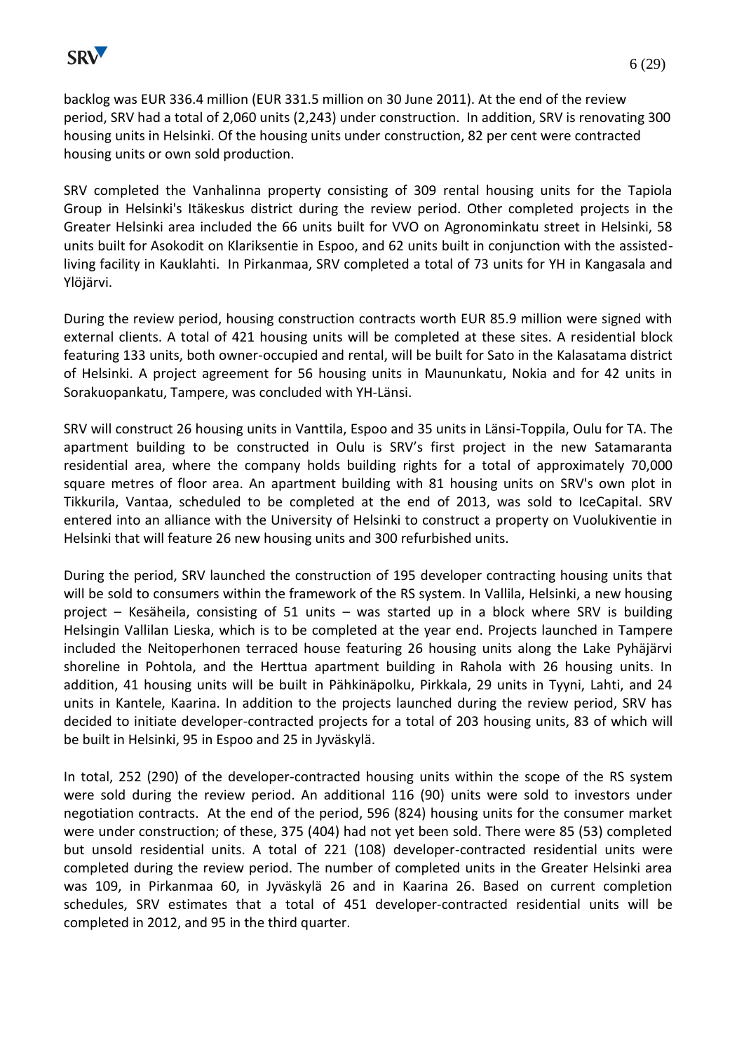backlog was EUR 336.4 million (EUR 331.5 million on 30 June 2011). At the end of the review period, SRV had a total of 2,060 units (2,243) under construction. In addition, SRV is renovating 300 housing units in Helsinki. Of the housing units under construction, 82 per cent were contracted housing units or own sold production.

SRV completed the Vanhalinna property consisting of 309 rental housing units for the Tapiola Group in Helsinki's Itäkeskus district during the review period. Other completed projects in the Greater Helsinki area included the 66 units built for VVO on Agronominkatu street in Helsinki, 58 units built for Asokodit on Klariksentie in Espoo, and 62 units built in conjunction with the assisted-living facility in Kauklahti. In Pirkanmaa, SRV completed a total of 73 units for YH in Kangasala and Ylöjärvi.

During the review period, housing construction contracts worth EUR 85.9 million were signed with external clients. A total of 421 housing units will be completed at these sites. A residential block featuring 133 units, both owner-occupied and rental, will be built for Sato in the Kalasatama district of Helsinki. A project agreement for 56 housing units in Maununkatu, Nokia and for 42 units in Sorakuopankatu, Tampere, was concluded with YH-Länsi.

SRV will construct 26 housing units in Vanttila, Espoo and 35 units in Länsi-Toppila, Oulu for TA. The apartment building to be constructed in Oulu is SRV's first project in the new Satamaranta residential area, where the company holds building rights for a total of approximately 70,000 square metres of floor area. An apartment building with 81 housing units on SRV's own plot in Tikkurila, Vantaa, scheduled to be completed at the end of 2013, was sold to IceCapital. SRV entered into an alliance with the University of Helsinki to construct a property on Vuolukiventie in Helsinki that will feature 26 new housing units and 300 refurbished units.

During the period, SRV launched the construction of 195 developer contracting housing units that will be sold to consumers within the framework of the RS system. In Vallila, Helsinki, a new housing project – Kesäheila, consisting of 51 units – was started up in a block where SRV is building Helsingin Vallilan Lieska, which is to be completed at the year end. Projects launched in Tampere included the Neitoperhonen terraced house featuring 26 housing units along the Lake Pyhäjärvi shoreline in Pohtola, and the Herttua apartment building in Rahola with 26 housing units. In addition, 41 housing units will be built in Pähkinäpolku, Pirkkala, 29 units in Tyyni, Lahti, and 24 units in Kantele, Kaarina. In addition to the projects launched during the review period, SRV has decided to initiate developer-contracted projects for a total of 203 housing units, 83 of which will be built in Helsinki, 95 in Espoo and 25 in Jyväskylä.

In total, 252 (290) of the developer-contracted housing units within the scope of the RS system were sold during the review period. An additional 116 (90) units were sold to investors under negotiation contracts. At the end of the period, 596 (824) housing units for the consumer market were under construction; of these, 375 (404) had not yet been sold. There were 85 (53) completed but unsold residential units. A total of 221 (108) developer-contracted residential units were completed during the review period. The number of completed units in the Greater Helsinki area was 109, in Pirkanmaa 60, in Jyväskylä 26 and in Kaarina 26. Based on current completion schedules, SRV estimates that a total of 451 developer-contracted residential units will be completed in 2012, and 95 in the third quarter.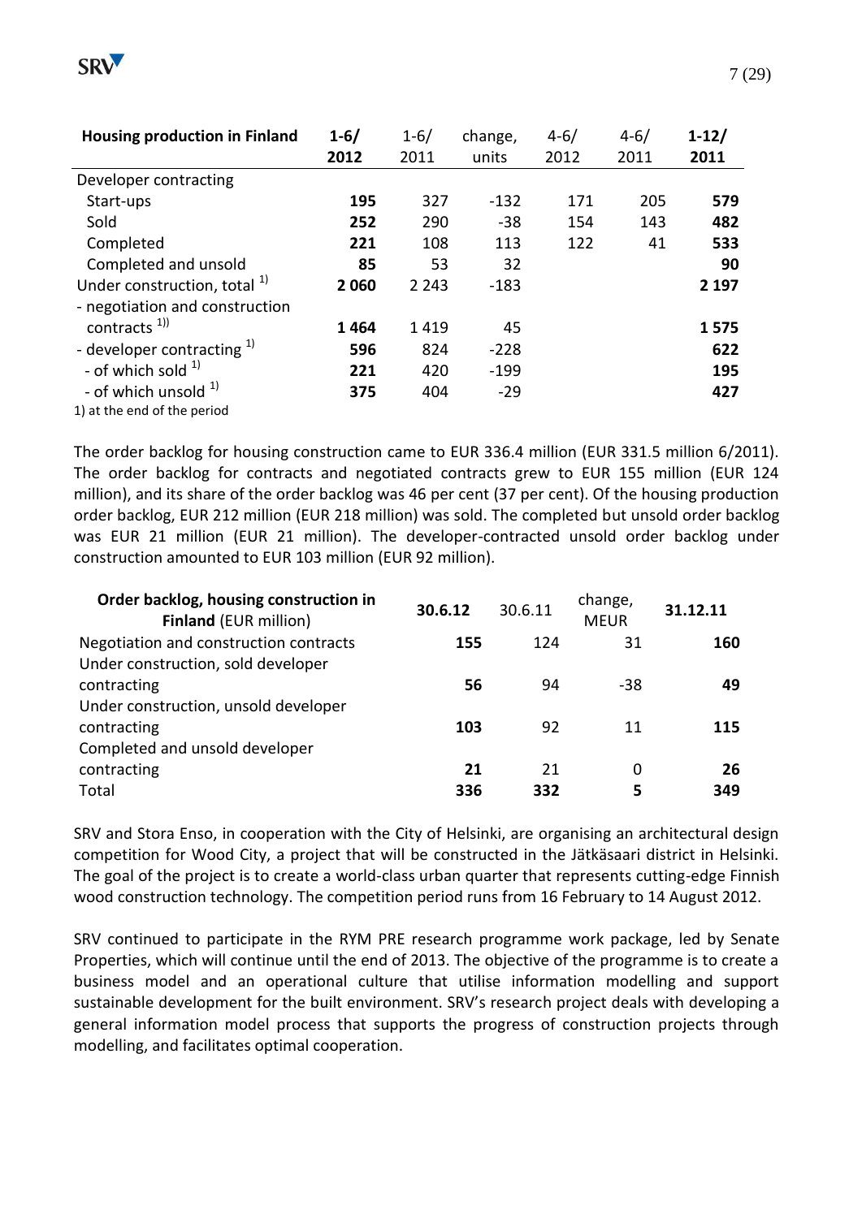| Housing production in Finland | 1-6/ 2012 | 1-6/ 2011 | change, units | 4-6/ 2012 | 4-6/ 2011 | 1-12/ 2011 |
|---|---|---|---|---|---|---|
| Developer contracting | | | | | | |
| Start-ups | **195** | 327 | -132 | 171 | 205 | **579** |
| Sold | **252** | 290 | -38 | 154 | 143 | **482** |
| Completed | **221** | 108 | 113 | 122 | 41 | **533** |
| Completed and unsold | **85** | 53 | 32 | | | **90** |
| Under construction, total [1] | **2 060** | 2 243 | -183 | | | **2 197** |
| - negotiation and construction contracts [1)] | **1 464** | 1 419 | 45 | | | **1 575** |
| - developer contracting [1] | **596** | 824 | -228 | | | **622** |
| - of which sold [1] | **221** | 420 | -199 | | | **195** |
| - of which unsold [1] | **375** | 404 | -29 | | | **427** |

1) at the end of the period

The order backlog for housing construction came to EUR 336.4 million (EUR 331.5 million 6/2011). The order backlog for contracts and negotiated contracts grew to EUR 155 million (EUR 124 million), and its share of the order backlog was 46 per cent (37 per cent). Of the housing production order backlog, EUR 212 million (EUR 218 million) was sold. The completed but unsold order backlog was EUR 21 million (EUR 21 million). The developer-contracted unsold order backlog under construction amounted to EUR 103 million (EUR 92 million).

| Order backlog, housing construction in Finland (EUR million) | 30.6.12 | 30.6.11 | change, MEUR | 31.12.11 |
|---|---|---|---|---|
| Negotiation and construction contracts | **155** | 124 | 31 | **160** |
| Under construction, sold developer contracting | **56** | 94 | -38 | **49** |
| Under construction, unsold developer contracting | **103** | 92 | 11 | **115** |
| Completed and unsold developer contracting | **21** | 21 | 0 | **26** |
| Total | **336** | **332** | **5** | **349** |

SRV and Stora Enso, in cooperation with the City of Helsinki, are organising an architectural design competition for Wood City, a project that will be constructed in the Jätkäsaari district in Helsinki. The goal of the project is to create a world-class urban quarter that represents cutting-edge Finnish wood construction technology. The competition period runs from 16 February to 14 August 2012.

SRV continued to participate in the RYM PRE research programme work package, led by Senate Properties, which will continue until the end of 2013. The objective of the programme is to create a business model and an operational culture that utilise information modelling and support sustainable development for the built environment. SRV's research project deals with developing a general information model process that supports the progress of construction projects through modelling, and facilitates optimal cooperation.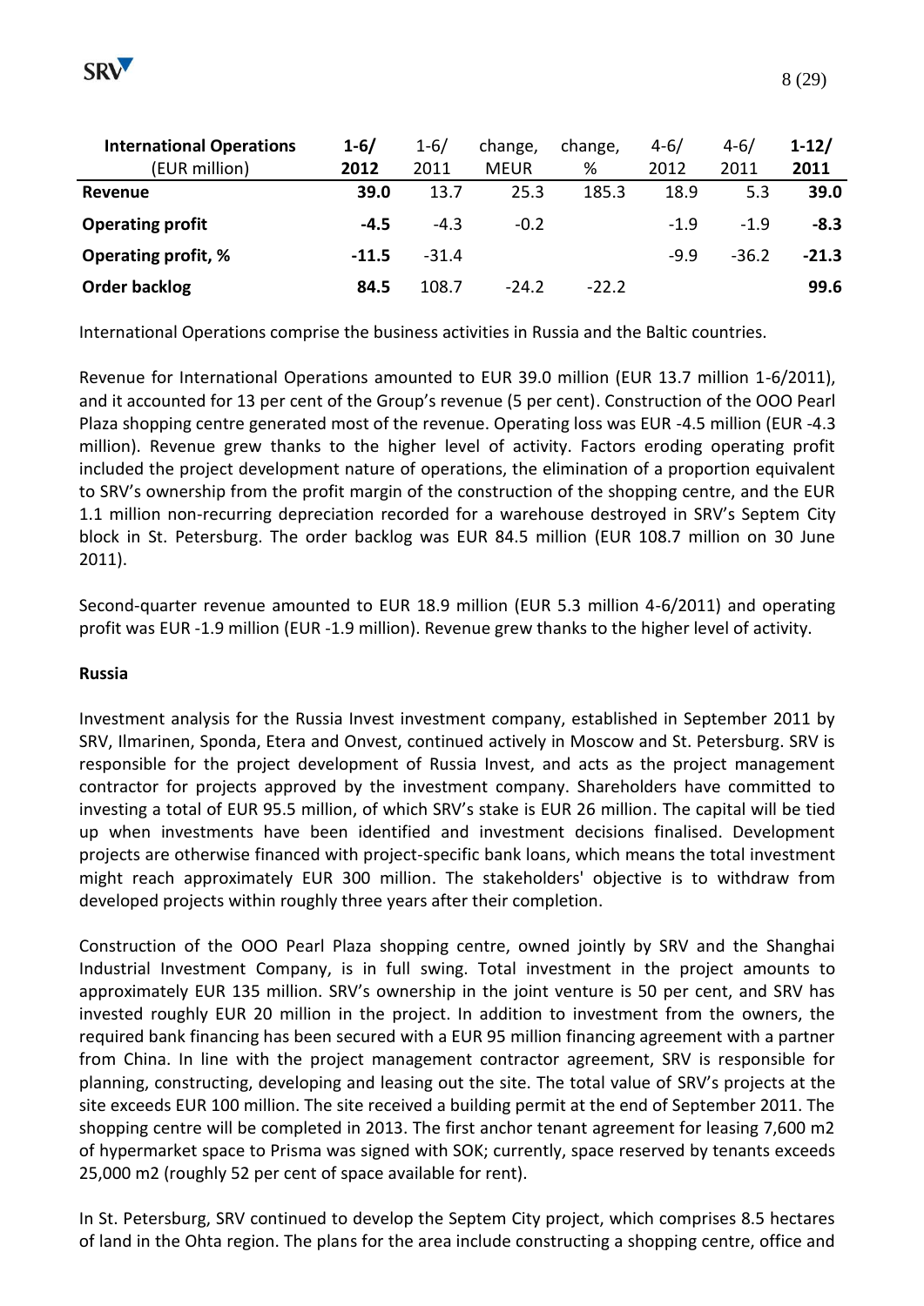| **International Operations** (EUR million) | **1-6/ 2012** | 1-6/ 2011 | change, MEUR | change, % | 4-6/ 2012 | 4-6/ 2011 | **1-12/ 2011** |
|---|---|---|---|---|---|---|---|
| **Revenue** | **39.0** | 13.7 | 25.3 | 185.3 | 18.9 | 5.3 | **39.0** |
| **Operating profit** | **-4.5** | -4.3 | -0.2 | | -1.9 | -1.9 | **-8.3** |
| **Operating profit, %** | **-11.5** | -31.4 | | | -9.9 | -36.2 | **-21.3** |
| **Order backlog** | **84.5** | 108.7 | -24.2 | -22.2 | | | **99.6** |

International Operations comprise the business activities in Russia and the Baltic countries.

Revenue for International Operations amounted to EUR 39.0 million (EUR 13.7 million 1-6/2011), and it accounted for 13 per cent of the Group's revenue (5 per cent). Construction of the OOO Pearl Plaza shopping centre generated most of the revenue. Operating loss was EUR -4.5 million (EUR -4.3 million). Revenue grew thanks to the higher level of activity. Factors eroding operating profit included the project development nature of operations, the elimination of a proportion equivalent to SRV's ownership from the profit margin of the construction of the shopping centre, and the EUR 1.1 million non-recurring depreciation recorded for a warehouse destroyed in SRV's Septem City block in St. Petersburg. The order backlog was EUR 84.5 million (EUR 108.7 million on 30 June 2011).

Second-quarter revenue amounted to EUR 18.9 million (EUR 5.3 million 4-6/2011) and operating profit was EUR -1.9 million (EUR -1.9 million). Revenue grew thanks to the higher level of activity.

**Russia**

Investment analysis for the Russia Invest investment company, established in September 2011 by SRV, Ilmarinen, Sponda, Etera and Onvest, continued actively in Moscow and St. Petersburg. SRV is responsible for the project development of Russia Invest, and acts as the project management contractor for projects approved by the investment company. Shareholders have committed to investing a total of EUR 95.5 million, of which SRV's stake is EUR 26 million. The capital will be tied up when investments have been identified and investment decisions finalised. Development projects are otherwise financed with project-specific bank loans, which means the total investment might reach approximately EUR 300 million. The stakeholders' objective is to withdraw from developed projects within roughly three years after their completion.

Construction of the OOO Pearl Plaza shopping centre, owned jointly by SRV and the Shanghai Industrial Investment Company, is in full swing. Total investment in the project amounts to approximately EUR 135 million. SRV's ownership in the joint venture is 50 per cent, and SRV has invested roughly EUR 20 million in the project. In addition to investment from the owners, the required bank financing has been secured with a EUR 95 million financing agreement with a partner from China. In line with the project management contractor agreement, SRV is responsible for planning, constructing, developing and leasing out the site. The total value of SRV's projects at the site exceeds EUR 100 million. The site received a building permit at the end of September 2011. The shopping centre will be completed in 2013. The first anchor tenant agreement for leasing 7,600 m2 of hypermarket space to Prisma was signed with SOK; currently, space reserved by tenants exceeds 25,000 m2 (roughly 52 per cent of space available for rent).

In St. Petersburg, SRV continued to develop the Septem City project, which comprises 8.5 hectares of land in the Ohta region. The plans for the area include constructing a shopping centre, office and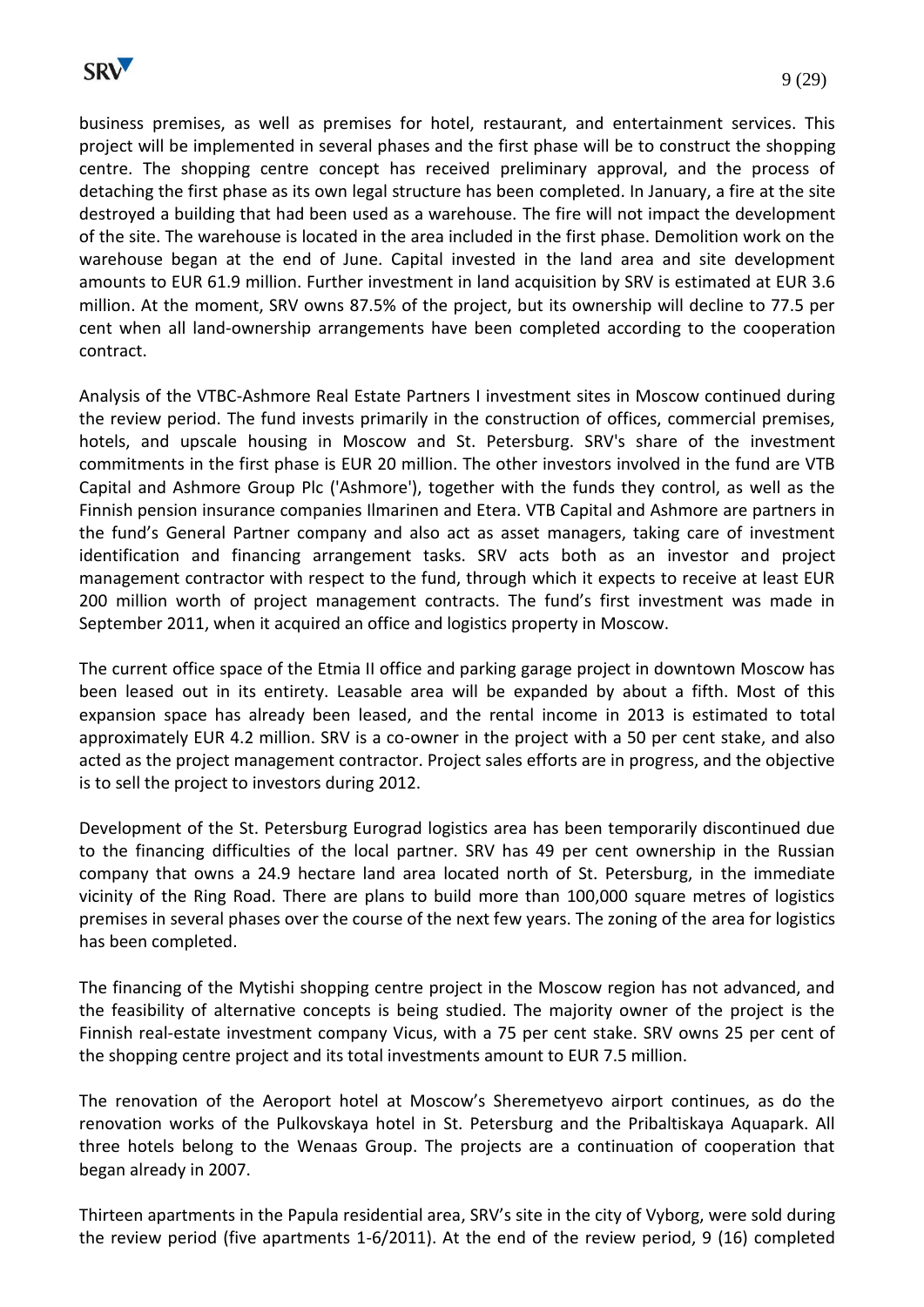business premises, as well as premises for hotel, restaurant, and entertainment services. This project will be implemented in several phases and the first phase will be to construct the shopping centre. The shopping centre concept has received preliminary approval, and the process of detaching the first phase as its own legal structure has been completed. In January, a fire at the site destroyed a building that had been used as a warehouse. The fire will not impact the development of the site. The warehouse is located in the area included in the first phase. Demolition work on the warehouse began at the end of June. Capital invested in the land area and site development amounts to EUR 61.9 million. Further investment in land acquisition by SRV is estimated at EUR 3.6 million. At the moment, SRV owns 87.5% of the project, but its ownership will decline to 77.5 per cent when all land-ownership arrangements have been completed according to the cooperation contract.

Analysis of the VTBC-Ashmore Real Estate Partners I investment sites in Moscow continued during the review period. The fund invests primarily in the construction of offices, commercial premises, hotels, and upscale housing in Moscow and St. Petersburg. SRV's share of the investment commitments in the first phase is EUR 20 million. The other investors involved in the fund are VTB Capital and Ashmore Group Plc ('Ashmore'), together with the funds they control, as well as the Finnish pension insurance companies Ilmarinen and Etera. VTB Capital and Ashmore are partners in the fund's General Partner company and also act as asset managers, taking care of investment identification and financing arrangement tasks. SRV acts both as an investor and project management contractor with respect to the fund, through which it expects to receive at least EUR 200 million worth of project management contracts. The fund's first investment was made in September 2011, when it acquired an office and logistics property in Moscow.

The current office space of the Etmia II office and parking garage project in downtown Moscow has been leased out in its entirety. Leasable area will be expanded by about a fifth. Most of this expansion space has already been leased, and the rental income in 2013 is estimated to total approximately EUR 4.2 million. SRV is a co-owner in the project with a 50 per cent stake, and also acted as the project management contractor. Project sales efforts are in progress, and the objective is to sell the project to investors during 2012.

Development of the St. Petersburg Eurograd logistics area has been temporarily discontinued due to the financing difficulties of the local partner. SRV has 49 per cent ownership in the Russian company that owns a 24.9 hectare land area located north of St. Petersburg, in the immediate vicinity of the Ring Road. There are plans to build more than 100,000 square metres of logistics premises in several phases over the course of the next few years. The zoning of the area for logistics has been completed.

The financing of the Mytishi shopping centre project in the Moscow region has not advanced, and the feasibility of alternative concepts is being studied. The majority owner of the project is the Finnish real-estate investment company Vicus, with a 75 per cent stake. SRV owns 25 per cent of the shopping centre project and its total investments amount to EUR 7.5 million.

The renovation of the Aeroport hotel at Moscow's Sheremetyevo airport continues, as do the renovation works of the Pulkovskaya hotel in St. Petersburg and the Pribaltiskaya Aquapark. All three hotels belong to the Wenaas Group. The projects are a continuation of cooperation that began already in 2007.

Thirteen apartments in the Papula residential area, SRV's site in the city of Vyborg, were sold during the review period (five apartments 1-6/2011). At the end of the review period, 9 (16) completed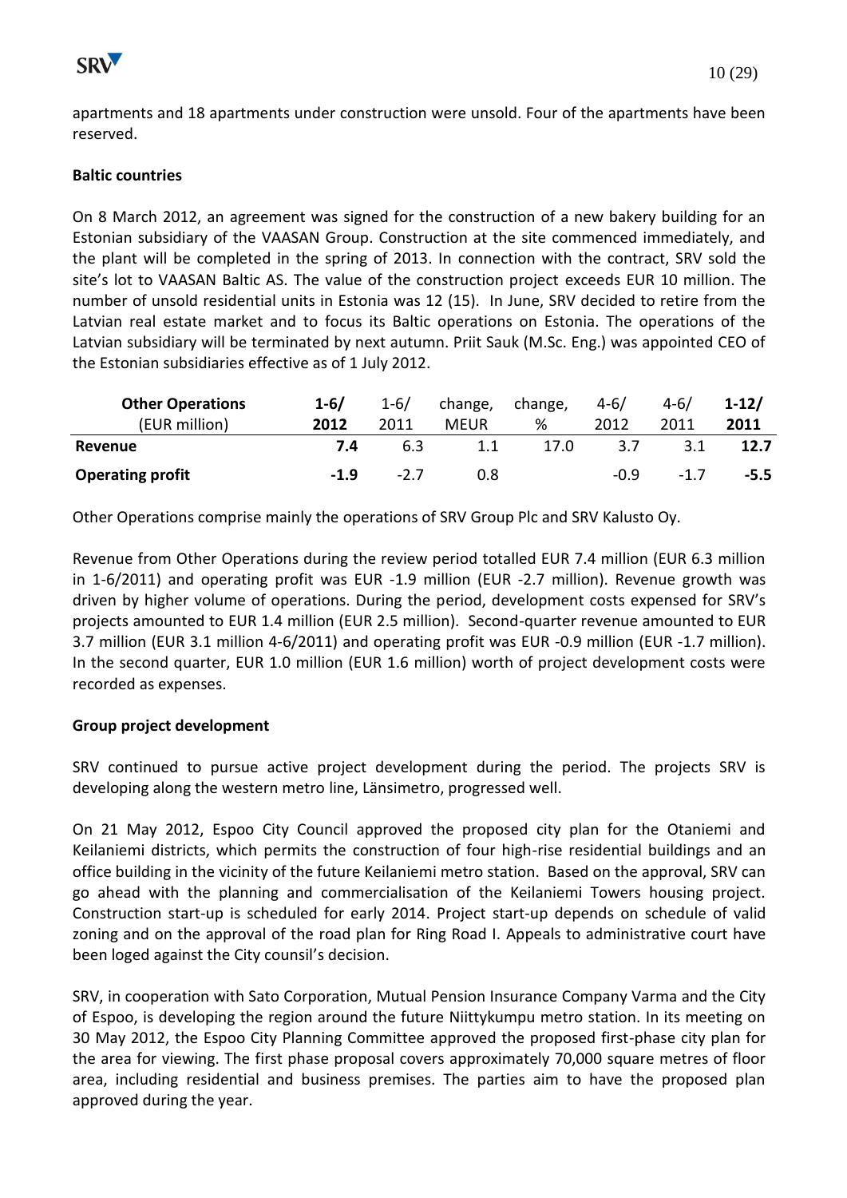apartments and 18 apartments under construction were unsold. Four of the apartments have been reserved.

**Baltic countries**

On 8 March 2012, an agreement was signed for the construction of a new bakery building for an Estonian subsidiary of the VAASAN Group. Construction at the site commenced immediately, and the plant will be completed in the spring of 2013. In connection with the contract, SRV sold the site's lot to VAASAN Baltic AS. The value of the construction project exceeds EUR 10 million. The number of unsold residential units in Estonia was 12 (15). In June, SRV decided to retire from the Latvian real estate market and to focus its Baltic operations on Estonia. The operations of the Latvian subsidiary will be terminated by next autumn. Priit Sauk (M.Sc. Eng.) was appointed CEO of the Estonian subsidiaries effective as of 1 July 2012.

| **Other Operations** (EUR million) | **1-6/ 2012** | 1-6/ 2011 | change, MEUR | change, % | 4-6/ 2012 | 4-6/ 2011 | **1-12/ 2011** |
|---|---|---|---|---|---|---|---|
| **Revenue** | **7.4** | 6.3 | 1.1 | 17.0 | 3.7 | 3.1 | **12.7** |
| **Operating profit** | **-1.9** | -2.7 | 0.8 | | -0.9 | -1.7 | **-5.5** |

Other Operations comprise mainly the operations of SRV Group Plc and SRV Kalusto Oy.

Revenue from Other Operations during the review period totalled EUR 7.4 million (EUR 6.3 million in 1-6/2011) and operating profit was EUR -1.9 million (EUR -2.7 million). Revenue growth was driven by higher volume of operations. During the period, development costs expensed for SRV's projects amounted to EUR 1.4 million (EUR 2.5 million). Second-quarter revenue amounted to EUR 3.7 million (EUR 3.1 million 4-6/2011) and operating profit was EUR -0.9 million (EUR -1.7 million). In the second quarter, EUR 1.0 million (EUR 1.6 million) worth of project development costs were recorded as expenses.

**Group project development**

SRV continued to pursue active project development during the period. The projects SRV is developing along the western metro line, Länsimetro, progressed well.

On 21 May 2012, Espoo City Council approved the proposed city plan for the Otaniemi and Keilaniemi districts, which permits the construction of four high-rise residential buildings and an office building in the vicinity of the future Keilaniemi metro station. Based on the approval, SRV can go ahead with the planning and commercialisation of the Keilaniemi Towers housing project. Construction start-up is scheduled for early 2014. Project start-up depends on schedule of valid zoning and on the approval of the road plan for Ring Road I. Appeals to administrative court have been loged against the City counsil's decision.

SRV, in cooperation with Sato Corporation, Mutual Pension Insurance Company Varma and the City of Espoo, is developing the region around the future Niittykumpu metro station. In its meeting on 30 May 2012, the Espoo City Planning Committee approved the proposed first-phase city plan for the area for viewing. The first phase proposal covers approximately 70,000 square metres of floor area, including residential and business premises. The parties aim to have the proposed plan approved during the year.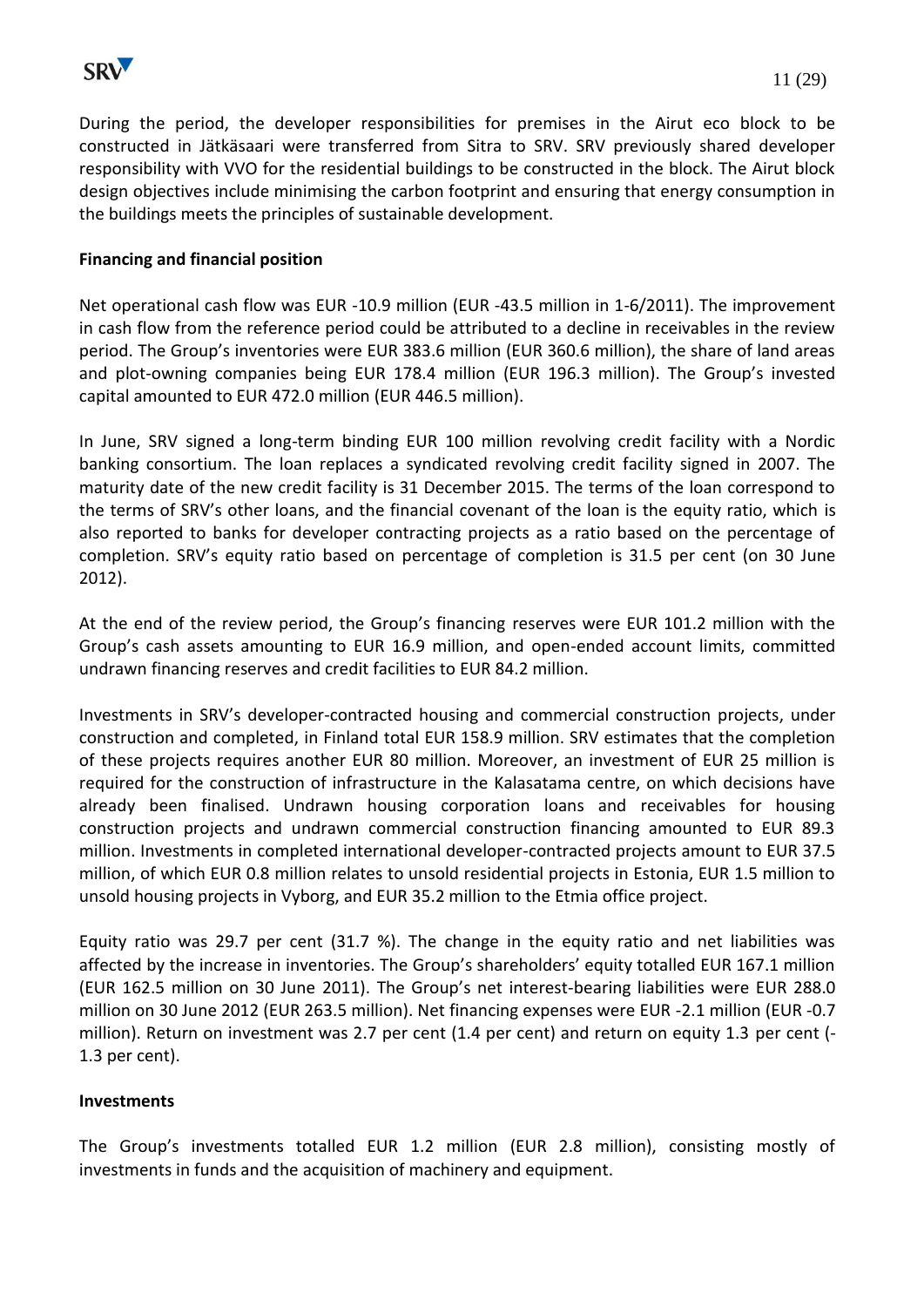During the period, the developer responsibilities for premises in the Airut eco block to be constructed in Jätkäsaari were transferred from Sitra to SRV. SRV previously shared developer responsibility with VVO for the residential buildings to be constructed in the block. The Airut block design objectives include minimising the carbon footprint and ensuring that energy consumption in the buildings meets the principles of sustainable development.

**Financing and financial position**

Net operational cash flow was EUR -10.9 million (EUR -43.5 million in 1-6/2011). The improvement in cash flow from the reference period could be attributed to a decline in receivables in the review period. The Group's inventories were EUR 383.6 million (EUR 360.6 million), the share of land areas and plot-owning companies being EUR 178.4 million (EUR 196.3 million). The Group's invested capital amounted to EUR 472.0 million (EUR 446.5 million).

In June, SRV signed a long-term binding EUR 100 million revolving credit facility with a Nordic banking consortium. The loan replaces a syndicated revolving credit facility signed in 2007. The maturity date of the new credit facility is 31 December 2015. The terms of the loan correspond to the terms of SRV's other loans, and the financial covenant of the loan is the equity ratio, which is also reported to banks for developer contracting projects as a ratio based on the percentage of completion. SRV's equity ratio based on percentage of completion is 31.5 per cent (on 30 June 2012).

At the end of the review period, the Group's financing reserves were EUR 101.2 million with the Group's cash assets amounting to EUR 16.9 million, and open-ended account limits, committed undrawn financing reserves and credit facilities to EUR 84.2 million.

Investments in SRV's developer-contracted housing and commercial construction projects, under construction and completed, in Finland total EUR 158.9 million. SRV estimates that the completion of these projects requires another EUR 80 million. Moreover, an investment of EUR 25 million is required for the construction of infrastructure in the Kalasatama centre, on which decisions have already been finalised. Undrawn housing corporation loans and receivables for housing construction projects and undrawn commercial construction financing amounted to EUR 89.3 million. Investments in completed international developer-contracted projects amount to EUR 37.5 million, of which EUR 0.8 million relates to unsold residential projects in Estonia, EUR 1.5 million to unsold housing projects in Vyborg, and EUR 35.2 million to the Etmia office project.

Equity ratio was 29.7 per cent (31.7 %). The change in the equity ratio and net liabilities was affected by the increase in inventories. The Group's shareholders' equity totalled EUR 167.1 million (EUR 162.5 million on 30 June 2011). The Group's net interest-bearing liabilities were EUR 288.0 million on 30 June 2012 (EUR 263.5 million). Net financing expenses were EUR -2.1 million (EUR -0.7 million). Return on investment was 2.7 per cent (1.4 per cent) and return on equity 1.3 per cent (-1.3 per cent).

**Investments**

The Group's investments totalled EUR 1.2 million (EUR 2.8 million), consisting mostly of investments in funds and the acquisition of machinery and equipment.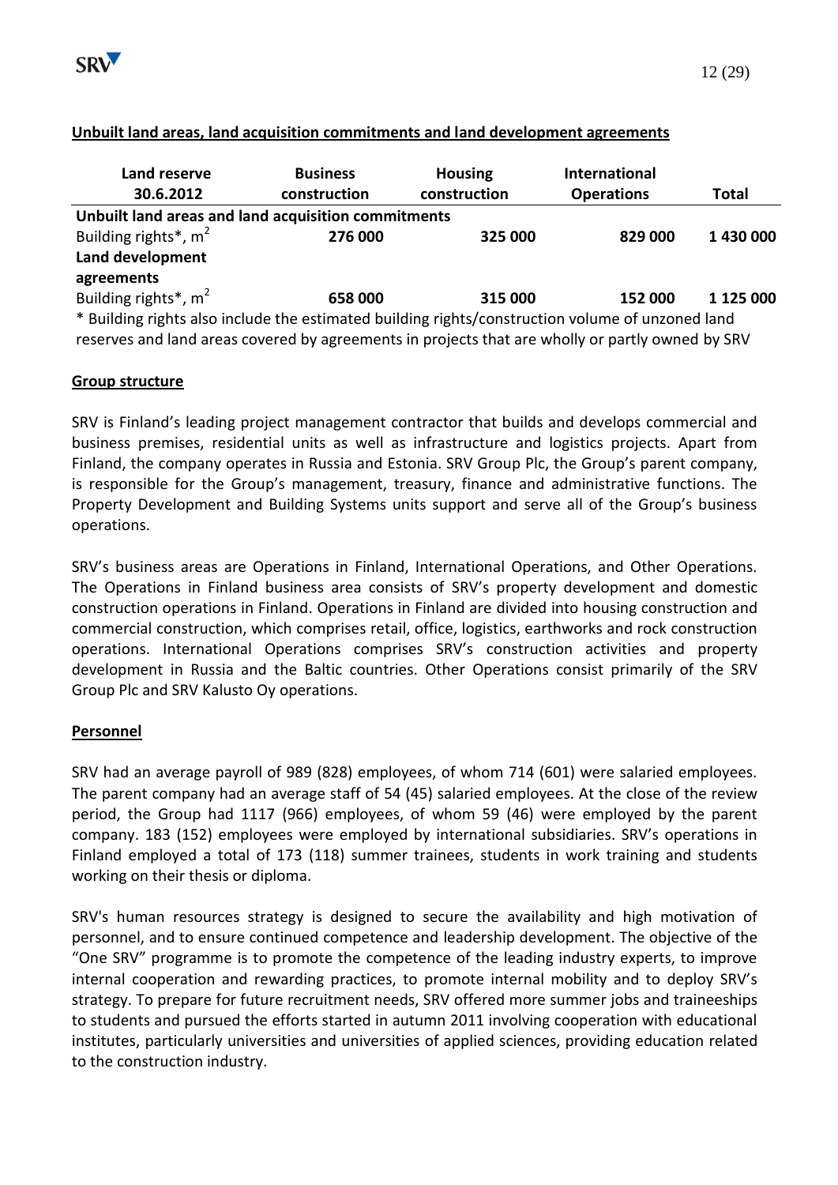## Unbuilt land areas, land acquisition commitments and land development agreements

| Land reserve 30.6.2012 | Business construction | Housing construction | International Operations | Total |
|---|---|---|---|---|
| **Unbuilt land areas and land acquisition commitments** | | | | |
| Building rights*, $m^2$ | **276 000** | **325 000** | **829 000** | **1 430 000** |
| **Land development agreements** | | | | |
| Building rights*, $m^2$ | **658 000** | **315 000** | **152 000** | **1 125 000** |

* Building rights also include the estimated building rights/construction volume of unzoned land reserves and land areas covered by agreements in projects that are wholly or partly owned by SRV

## Group structure

SRV is Finland's leading project management contractor that builds and develops commercial and business premises, residential units as well as infrastructure and logistics projects. Apart from Finland, the company operates in Russia and Estonia. SRV Group Plc, the Group's parent company, is responsible for the Group's management, treasury, finance and administrative functions. The Property Development and Building Systems units support and serve all of the Group's business operations.

SRV's business areas are Operations in Finland, International Operations, and Other Operations. The Operations in Finland business area consists of SRV's property development and domestic construction operations in Finland. Operations in Finland are divided into housing construction and commercial construction, which comprises retail, office, logistics, earthworks and rock construction operations. International Operations comprises SRV's construction activities and property development in Russia and the Baltic countries. Other Operations consist primarily of the SRV Group Plc and SRV Kalusto Oy operations.

## Personnel

SRV had an average payroll of 989 (828) employees, of whom 714 (601) were salaried employees. The parent company had an average staff of 54 (45) salaried employees. At the close of the review period, the Group had 1117 (966) employees, of whom 59 (46) were employed by the parent company. 183 (152) employees were employed by international subsidiaries. SRV's operations in Finland employed a total of 173 (118) summer trainees, students in work training and students working on their thesis or diploma.

SRV's human resources strategy is designed to secure the availability and high motivation of personnel, and to ensure continued competence and leadership development. The objective of the "One SRV" programme is to promote the competence of the leading industry experts, to improve internal cooperation and rewarding practices, to promote internal mobility and to deploy SRV's strategy. To prepare for future recruitment needs, SRV offered more summer jobs and traineeships to students and pursued the efforts started in autumn 2011 involving cooperation with educational institutes, particularly universities and universities of applied sciences, providing education related to the construction industry.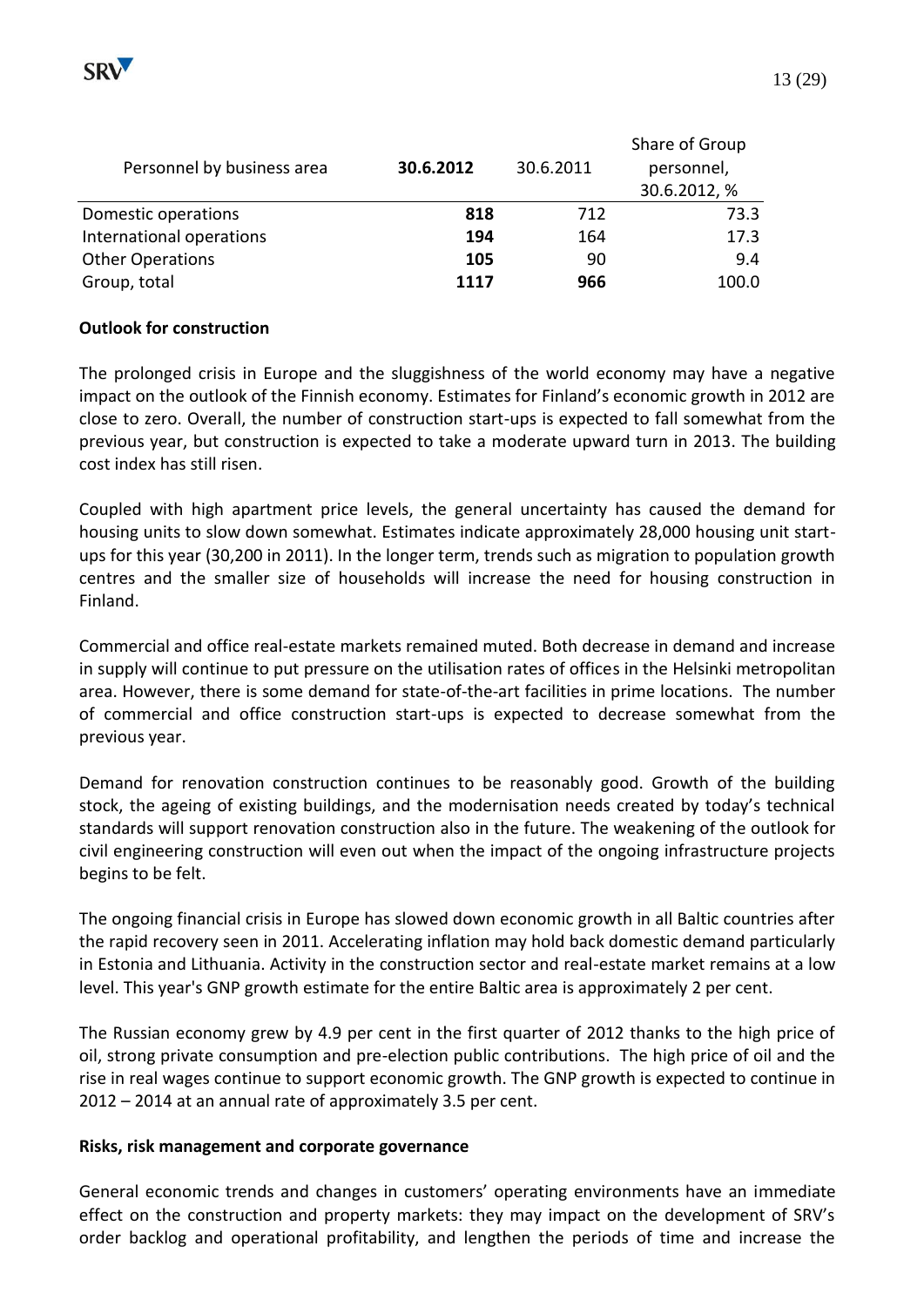| Personnel by business area | **30.6.2012** | 30.6.2011 | Share of Group personnel, 30.6.2012, % |
|---|---|---|---|
| Domestic operations | **818** | 712 | 73.3 |
| International operations | **194** | 164 | 17.3 |
| Other Operations | **105** | 90 | 9.4 |
| Group, total | **1117** | **966** | 100.0 |

**Outlook for construction**

The prolonged crisis in Europe and the sluggishness of the world economy may have a negative impact on the outlook of the Finnish economy. Estimates for Finland's economic growth in 2012 are close to zero. Overall, the number of construction start-ups is expected to fall somewhat from the previous year, but construction is expected to take a moderate upward turn in 2013. The building cost index has still risen.

Coupled with high apartment price levels, the general uncertainty has caused the demand for housing units to slow down somewhat. Estimates indicate approximately 28,000 housing unit start-ups for this year (30,200 in 2011). In the longer term, trends such as migration to population growth centres and the smaller size of households will increase the need for housing construction in Finland.

Commercial and office real-estate markets remained muted. Both decrease in demand and increase in supply will continue to put pressure on the utilisation rates of offices in the Helsinki metropolitan area. However, there is some demand for state-of-the-art facilities in prime locations. The number of commercial and office construction start-ups is expected to decrease somewhat from the previous year.

Demand for renovation construction continues to be reasonably good. Growth of the building stock, the ageing of existing buildings, and the modernisation needs created by today's technical standards will support renovation construction also in the future. The weakening of the outlook for civil engineering construction will even out when the impact of the ongoing infrastructure projects begins to be felt.

The ongoing financial crisis in Europe has slowed down economic growth in all Baltic countries after the rapid recovery seen in 2011. Accelerating inflation may hold back domestic demand particularly in Estonia and Lithuania. Activity in the construction sector and real-estate market remains at a low level. This year's GNP growth estimate for the entire Baltic area is approximately 2 per cent.

The Russian economy grew by 4.9 per cent in the first quarter of 2012 thanks to the high price of oil, strong private consumption and pre-election public contributions. The high price of oil and the rise in real wages continue to support economic growth. The GNP growth is expected to continue in 2012 – 2014 at an annual rate of approximately 3.5 per cent.

**Risks, risk management and corporate governance**

General economic trends and changes in customers' operating environments have an immediate effect on the construction and property markets: they may impact on the development of SRV's order backlog and operational profitability, and lengthen the periods of time and increase the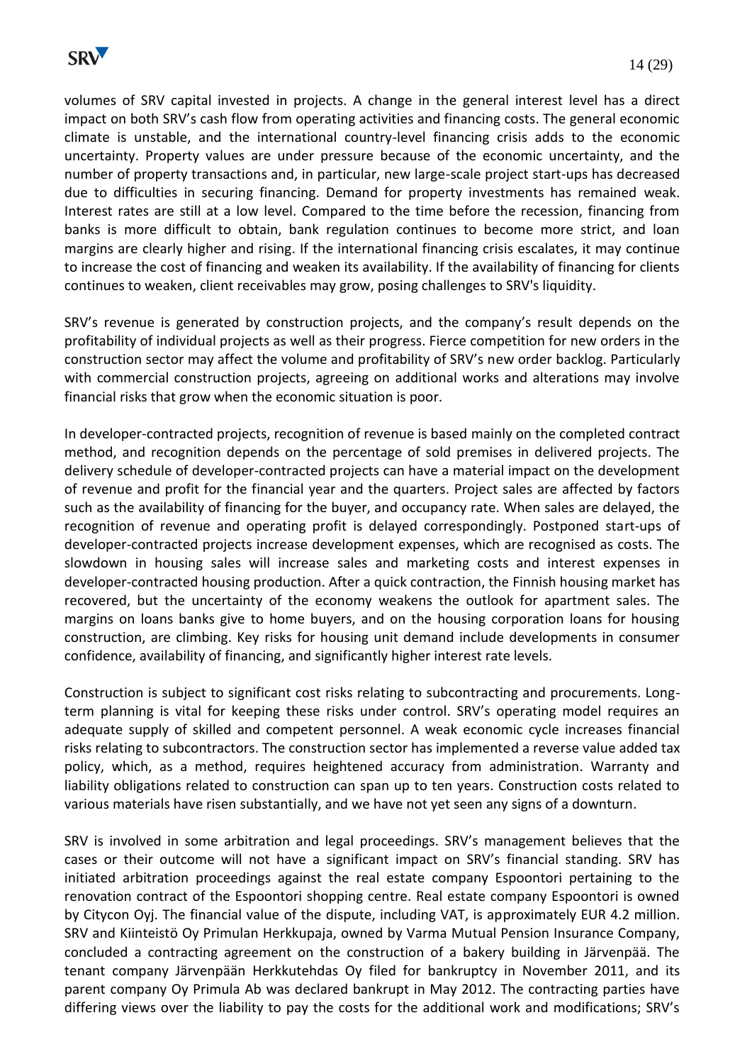volumes of SRV capital invested in projects. A change in the general interest level has a direct impact on both SRV's cash flow from operating activities and financing costs. The general economic climate is unstable, and the international country-level financing crisis adds to the economic uncertainty. Property values are under pressure because of the economic uncertainty, and the number of property transactions and, in particular, new large-scale project start-ups has decreased due to difficulties in securing financing. Demand for property investments has remained weak. Interest rates are still at a low level. Compared to the time before the recession, financing from banks is more difficult to obtain, bank regulation continues to become more strict, and loan margins are clearly higher and rising. If the international financing crisis escalates, it may continue to increase the cost of financing and weaken its availability. If the availability of financing for clients continues to weaken, client receivables may grow, posing challenges to SRV's liquidity.

SRV's revenue is generated by construction projects, and the company's result depends on the profitability of individual projects as well as their progress. Fierce competition for new orders in the construction sector may affect the volume and profitability of SRV's new order backlog. Particularly with commercial construction projects, agreeing on additional works and alterations may involve financial risks that grow when the economic situation is poor.

In developer-contracted projects, recognition of revenue is based mainly on the completed contract method, and recognition depends on the percentage of sold premises in delivered projects. The delivery schedule of developer-contracted projects can have a material impact on the development of revenue and profit for the financial year and the quarters. Project sales are affected by factors such as the availability of financing for the buyer, and occupancy rate. When sales are delayed, the recognition of revenue and operating profit is delayed correspondingly. Postponed start-ups of developer-contracted projects increase development expenses, which are recognised as costs. The slowdown in housing sales will increase sales and marketing costs and interest expenses in developer-contracted housing production. After a quick contraction, the Finnish housing market has recovered, but the uncertainty of the economy weakens the outlook for apartment sales. The margins on loans banks give to home buyers, and on the housing corporation loans for housing construction, are climbing. Key risks for housing unit demand include developments in consumer confidence, availability of financing, and significantly higher interest rate levels.

Construction is subject to significant cost risks relating to subcontracting and procurements. Long-term planning is vital for keeping these risks under control. SRV's operating model requires an adequate supply of skilled and competent personnel. A weak economic cycle increases financial risks relating to subcontractors. The construction sector has implemented a reverse value added tax policy, which, as a method, requires heightened accuracy from administration. Warranty and liability obligations related to construction can span up to ten years. Construction costs related to various materials have risen substantially, and we have not yet seen any signs of a downturn.

SRV is involved in some arbitration and legal proceedings. SRV's management believes that the cases or their outcome will not have a significant impact on SRV's financial standing. SRV has initiated arbitration proceedings against the real estate company Espoontori pertaining to the renovation contract of the Espoontori shopping centre. Real estate company Espoontori is owned by Citycon Oyj. The financial value of the dispute, including VAT, is approximately EUR 4.2 million. SRV and Kiinteistö Oy Primulan Herkkupaja, owned by Varma Mutual Pension Insurance Company, concluded a contracting agreement on the construction of a bakery building in Järvenpää. The tenant company Järvenpään Herkkutehdas Oy filed for bankruptcy in November 2011, and its parent company Oy Primula Ab was declared bankrupt in May 2012. The contracting parties have differing views over the liability to pay the costs for the additional work and modifications; SRV's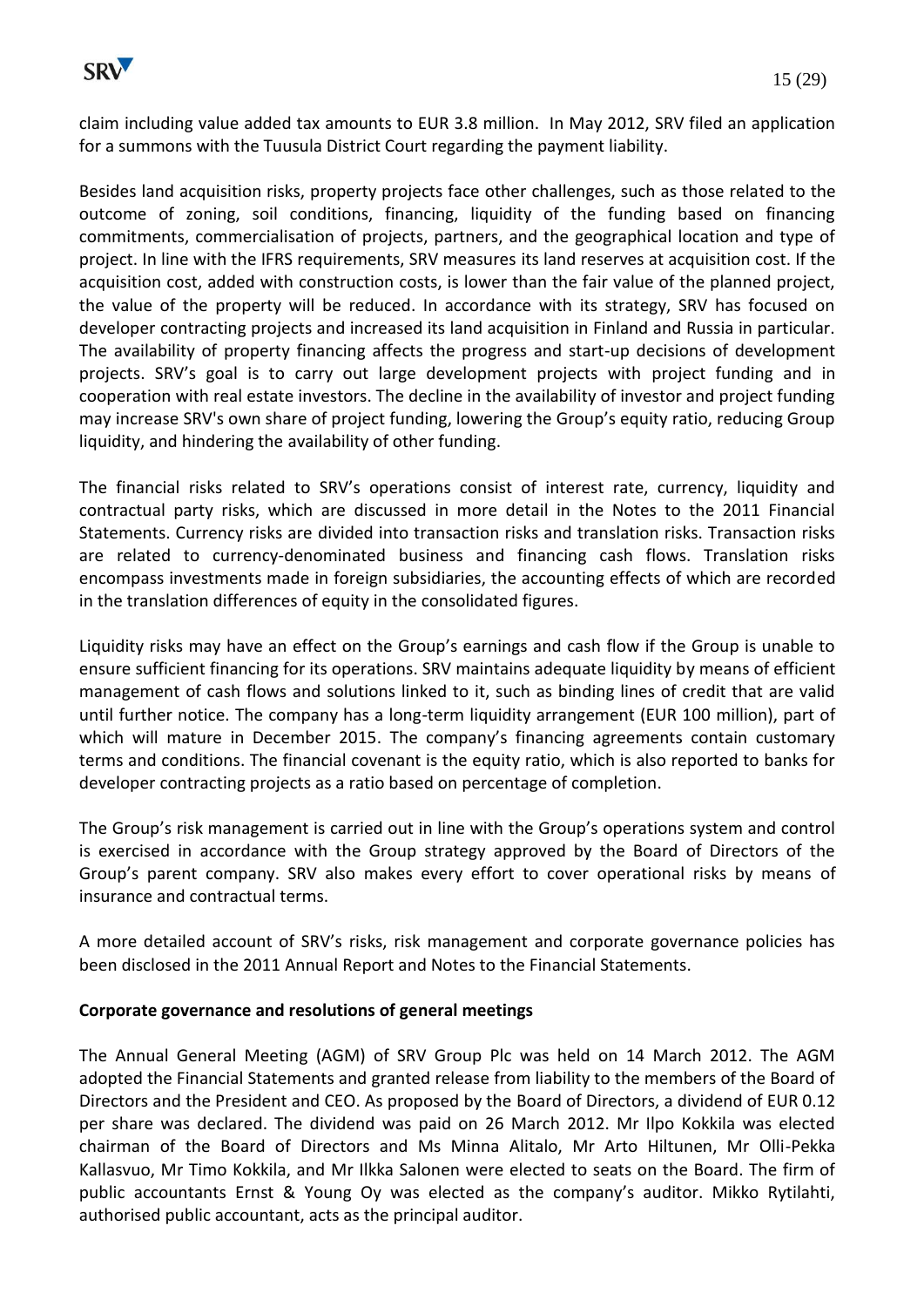claim including value added tax amounts to EUR 3.8 million. In May 2012, SRV filed an application for a summons with the Tuusula District Court regarding the payment liability.

Besides land acquisition risks, property projects face other challenges, such as those related to the outcome of zoning, soil conditions, financing, liquidity of the funding based on financing commitments, commercialisation of projects, partners, and the geographical location and type of project. In line with the IFRS requirements, SRV measures its land reserves at acquisition cost. If the acquisition cost, added with construction costs, is lower than the fair value of the planned project, the value of the property will be reduced. In accordance with its strategy, SRV has focused on developer contracting projects and increased its land acquisition in Finland and Russia in particular. The availability of property financing affects the progress and start-up decisions of development projects. SRV's goal is to carry out large development projects with project funding and in cooperation with real estate investors. The decline in the availability of investor and project funding may increase SRV's own share of project funding, lowering the Group's equity ratio, reducing Group liquidity, and hindering the availability of other funding.

The financial risks related to SRV's operations consist of interest rate, currency, liquidity and contractual party risks, which are discussed in more detail in the Notes to the 2011 Financial Statements. Currency risks are divided into transaction risks and translation risks. Transaction risks are related to currency-denominated business and financing cash flows. Translation risks encompass investments made in foreign subsidiaries, the accounting effects of which are recorded in the translation differences of equity in the consolidated figures.

Liquidity risks may have an effect on the Group's earnings and cash flow if the Group is unable to ensure sufficient financing for its operations. SRV maintains adequate liquidity by means of efficient management of cash flows and solutions linked to it, such as binding lines of credit that are valid until further notice. The company has a long-term liquidity arrangement (EUR 100 million), part of which will mature in December 2015. The company's financing agreements contain customary terms and conditions. The financial covenant is the equity ratio, which is also reported to banks for developer contracting projects as a ratio based on percentage of completion.

The Group's risk management is carried out in line with the Group's operations system and control is exercised in accordance with the Group strategy approved by the Board of Directors of the Group's parent company. SRV also makes every effort to cover operational risks by means of insurance and contractual terms.

A more detailed account of SRV's risks, risk management and corporate governance policies has been disclosed in the 2011 Annual Report and Notes to the Financial Statements.

**Corporate governance and resolutions of general meetings**

The Annual General Meeting (AGM) of SRV Group Plc was held on 14 March 2012. The AGM adopted the Financial Statements and granted release from liability to the members of the Board of Directors and the President and CEO. As proposed by the Board of Directors, a dividend of EUR 0.12 per share was declared. The dividend was paid on 26 March 2012. Mr Ilpo Kokkila was elected chairman of the Board of Directors and Ms Minna Alitalo, Mr Arto Hiltunen, Mr Olli-Pekka Kallasvuo, Mr Timo Kokkila, and Mr Ilkka Salonen were elected to seats on the Board. The firm of public accountants Ernst & Young Oy was elected as the company's auditor. Mikko Rytilahti, authorised public accountant, acts as the principal auditor.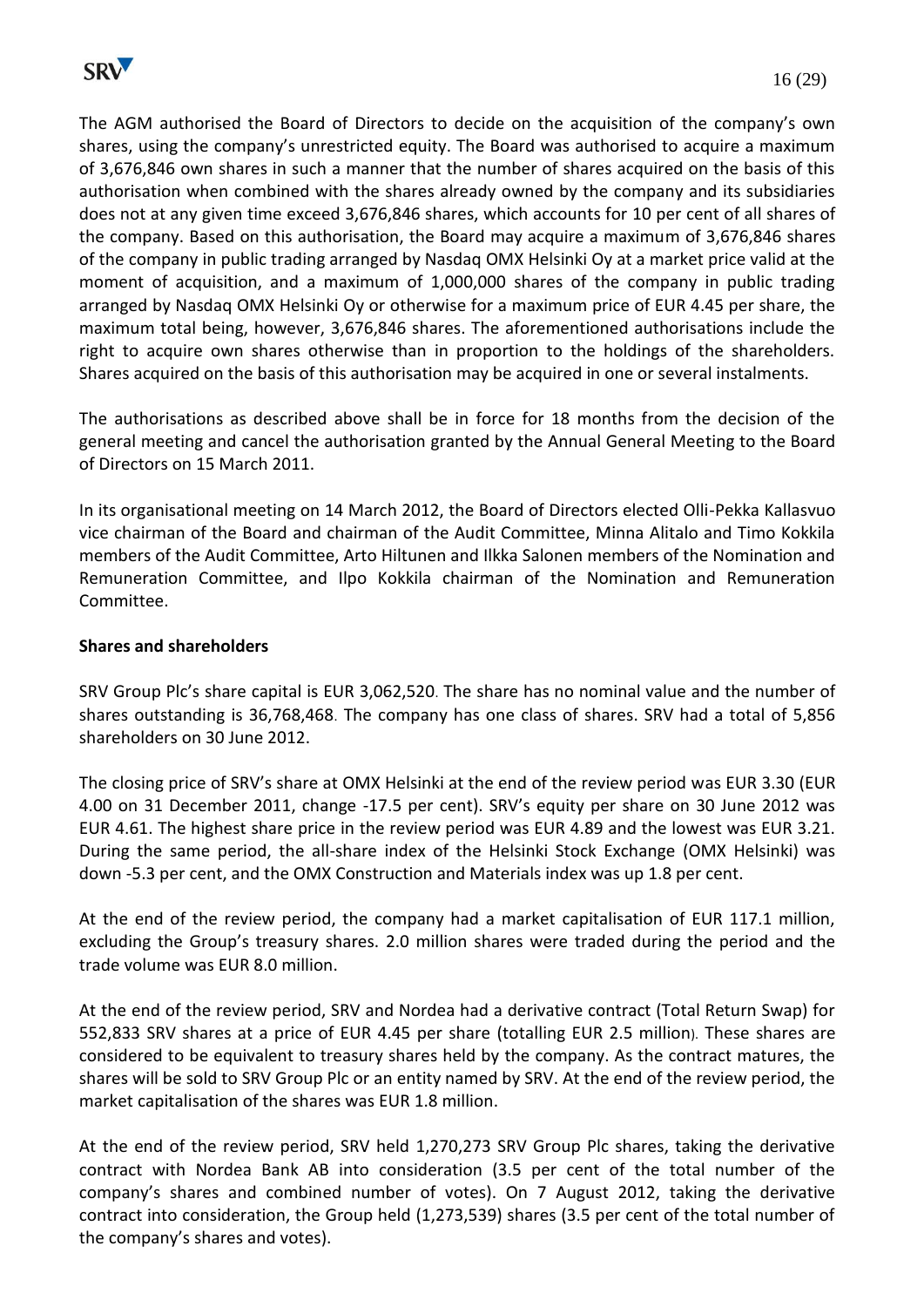The AGM authorised the Board of Directors to decide on the acquisition of the company's own shares, using the company's unrestricted equity. The Board was authorised to acquire a maximum of 3,676,846 own shares in such a manner that the number of shares acquired on the basis of this authorisation when combined with the shares already owned by the company and its subsidiaries does not at any given time exceed 3,676,846 shares, which accounts for 10 per cent of all shares of the company. Based on this authorisation, the Board may acquire a maximum of 3,676,846 shares of the company in public trading arranged by Nasdaq OMX Helsinki Oy at a market price valid at the moment of acquisition, and a maximum of 1,000,000 shares of the company in public trading arranged by Nasdaq OMX Helsinki Oy or otherwise for a maximum price of EUR 4.45 per share, the maximum total being, however, 3,676,846 shares. The aforementioned authorisations include the right to acquire own shares otherwise than in proportion to the holdings of the shareholders. Shares acquired on the basis of this authorisation may be acquired in one or several instalments.

The authorisations as described above shall be in force for 18 months from the decision of the general meeting and cancel the authorisation granted by the Annual General Meeting to the Board of Directors on 15 March 2011.

In its organisational meeting on 14 March 2012, the Board of Directors elected Olli-Pekka Kallasvuo vice chairman of the Board and chairman of the Audit Committee, Minna Alitalo and Timo Kokkila members of the Audit Committee, Arto Hiltunen and Ilkka Salonen members of the Nomination and Remuneration Committee, and Ilpo Kokkila chairman of the Nomination and Remuneration Committee.

**Shares and shareholders**

SRV Group Plc's share capital is EUR 3,062,520. The share has no nominal value and the number of shares outstanding is 36,768,468. The company has one class of shares. SRV had a total of 5,856 shareholders on 30 June 2012.

The closing price of SRV's share at OMX Helsinki at the end of the review period was EUR 3.30 (EUR 4.00 on 31 December 2011, change -17.5 per cent). SRV's equity per share on 30 June 2012 was EUR 4.61. The highest share price in the review period was EUR 4.89 and the lowest was EUR 3.21. During the same period, the all-share index of the Helsinki Stock Exchange (OMX Helsinki) was down -5.3 per cent, and the OMX Construction and Materials index was up 1.8 per cent.

At the end of the review period, the company had a market capitalisation of EUR 117.1 million, excluding the Group's treasury shares. 2.0 million shares were traded during the period and the trade volume was EUR 8.0 million.

At the end of the review period, SRV and Nordea had a derivative contract (Total Return Swap) for 552,833 SRV shares at a price of EUR 4.45 per share (totalling EUR 2.5 million). These shares are considered to be equivalent to treasury shares held by the company. As the contract matures, the shares will be sold to SRV Group Plc or an entity named by SRV. At the end of the review period, the market capitalisation of the shares was EUR 1.8 million.

At the end of the review period, SRV held 1,270,273 SRV Group Plc shares, taking the derivative contract with Nordea Bank AB into consideration (3.5 per cent of the total number of the company's shares and combined number of votes). On 7 August 2012, taking the derivative contract into consideration, the Group held (1,273,539) shares (3.5 per cent of the total number of the company's shares and votes).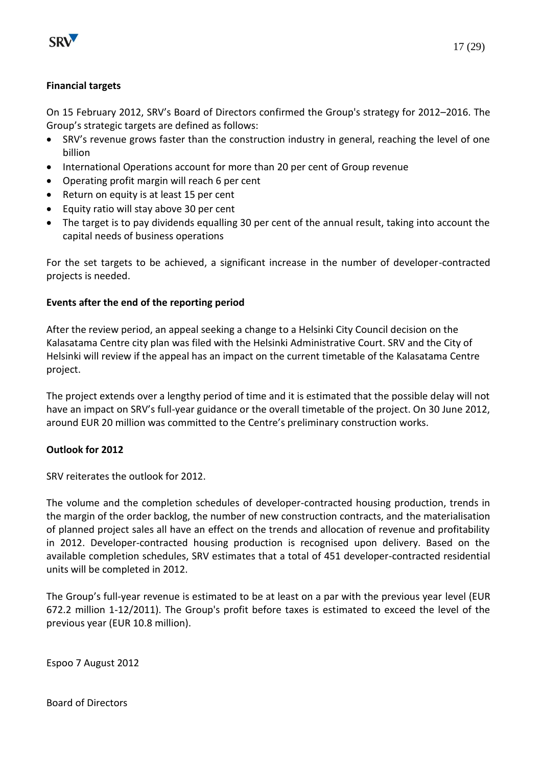**Financial targets**

On 15 February 2012, SRV's Board of Directors confirmed the Group's strategy for 2012–2016. The Group's strategic targets are defined as follows:

- SRV's revenue grows faster than the construction industry in general, reaching the level of one billion
- International Operations account for more than 20 per cent of Group revenue
- Operating profit margin will reach 6 per cent
- Return on equity is at least 15 per cent
- Equity ratio will stay above 30 per cent
- The target is to pay dividends equalling 30 per cent of the annual result, taking into account the capital needs of business operations

For the set targets to be achieved, a significant increase in the number of developer-contracted projects is needed.

**Events after the end of the reporting period**

After the review period, an appeal seeking a change to a Helsinki City Council decision on the Kalasatama Centre city plan was filed with the Helsinki Administrative Court. SRV and the City of Helsinki will review if the appeal has an impact on the current timetable of the Kalasatama Centre project.

The project extends over a lengthy period of time and it is estimated that the possible delay will not have an impact on SRV's full-year guidance or the overall timetable of the project. On 30 June 2012, around EUR 20 million was committed to the Centre's preliminary construction works.

**Outlook for 2012**

SRV reiterates the outlook for 2012.

The volume and the completion schedules of developer-contracted housing production, trends in the margin of the order backlog, the number of new construction contracts, and the materialisation of planned project sales all have an effect on the trends and allocation of revenue and profitability in 2012. Developer-contracted housing production is recognised upon delivery. Based on the available completion schedules, SRV estimates that a total of 451 developer-contracted residential units will be completed in 2012.

The Group's full-year revenue is estimated to be at least on a par with the previous year level (EUR 672.2 million 1-12/2011). The Group's profit before taxes is estimated to exceed the level of the previous year (EUR 10.8 million).

Espoo 7 August 2012

Board of Directors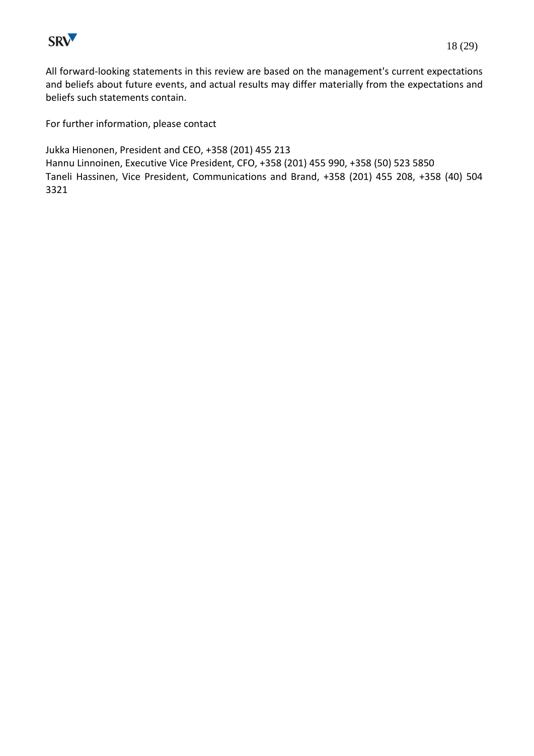All forward-looking statements in this review are based on the management's current expectations and beliefs about future events, and actual results may differ materially from the expectations and beliefs such statements contain.

For further information, please contact

Jukka Hienonen, President and CEO, +358 (201) 455 213
Hannu Linnoinen, Executive Vice President, CFO, +358 (201) 455 990, +358 (50) 523 5850
Taneli Hassinen, Vice President, Communications and Brand, +358 (201) 455 208, +358 (40) 504 3321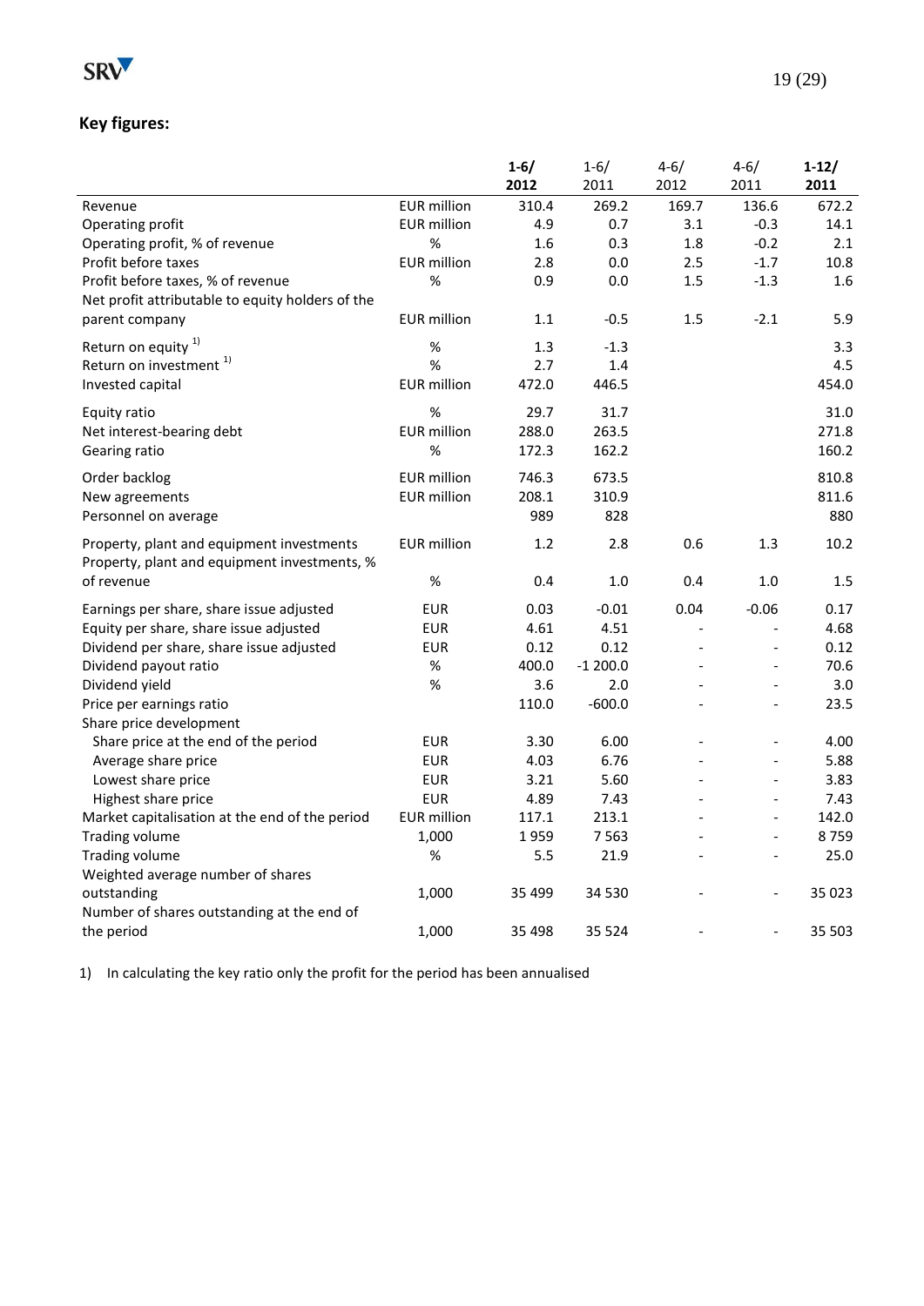## Key figures:

| | | 1-6/ 2012 | 1-6/ 2011 | 4-6/ 2012 | 4-6/ 2011 | 1-12/ 2011 |
|---|---|---|---|---|---|---|
| Revenue | EUR million | 310.4 | 269.2 | 169.7 | 136.6 | 672.2 |
| Operating profit | EUR million | 4.9 | 0.7 | 3.1 | -0.3 | 14.1 |
| Operating profit, % of revenue | % | 1.6 | 0.3 | 1.8 | -0.2 | 2.1 |
| Profit before taxes | EUR million | 2.8 | 0.0 | 2.5 | -1.7 | 10.8 |
| Profit before taxes, % of revenue | % | 0.9 | 0.0 | 1.5 | -1.3 | 1.6 |
| Net profit attributable to equity holders of the parent company | EUR million | 1.1 | -0.5 | 1.5 | -2.1 | 5.9 |
| Return on equity [1] | % | 1.3 | -1.3 | | | 3.3 |
| Return on investment [1] | % | 2.7 | 1.4 | | | 4.5 |
| Invested capital | EUR million | 472.0 | 446.5 | | | 454.0 |
| Equity ratio | % | 29.7 | 31.7 | | | 31.0 |
| Net interest-bearing debt | EUR million | 288.0 | 263.5 | | | 271.8 |
| Gearing ratio | % | 172.3 | 162.2 | | | 160.2 |
| Order backlog | EUR million | 746.3 | 673.5 | | | 810.8 |
| New agreements | EUR million | 208.1 | 310.9 | | | 811.6 |
| Personnel on average | | 989 | 828 | | | 880 |
| Property, plant and equipment investments | EUR million | 1.2 | 2.8 | 0.6 | 1.3 | 10.2 |
| Property, plant and equipment investments, % of revenue | % | 0.4 | 1.0 | 0.4 | 1.0 | 1.5 |
| Earnings per share, share issue adjusted | EUR | 0.03 | -0.01 | 0.04 | -0.06 | 0.17 |
| Equity per share, share issue adjusted | EUR | 4.61 | 4.51 | - | - | 4.68 |
| Dividend per share, share issue adjusted | EUR | 0.12 | 0.12 | - | - | 0.12 |
| Dividend payout ratio | % | 400.0 | -1 200.0 | - | - | 70.6 |
| Dividend yield | % | 3.6 | 2.0 | - | - | 3.0 |
| Price per earnings ratio | | 110.0 | -600.0 | - | - | 23.5 |
| Share price development | | | | | | |
| Share price at the end of the period | EUR | 3.30 | 6.00 | - | - | 4.00 |
| Average share price | EUR | 4.03 | 6.76 | - | - | 5.88 |
| Lowest share price | EUR | 3.21 | 5.60 | - | - | 3.83 |
| Highest share price | EUR | 4.89 | 7.43 | - | - | 7.43 |
| Market capitalisation at the end of the period | EUR million | 117.1 | 213.1 | - | - | 142.0 |
| Trading volume | 1,000 | 1 959 | 7 563 | - | - | 8 759 |
| Trading volume | % | 5.5 | 21.9 | - | - | 25.0 |
| Weighted average number of shares outstanding | 1,000 | 35 499 | 34 530 | - | - | 35 023 |
| Number of shares outstanding at the end of the period | 1,000 | 35 498 | 35 524 | - | - | 35 503 |

1) In calculating the key ratio only the profit for the period has been annualised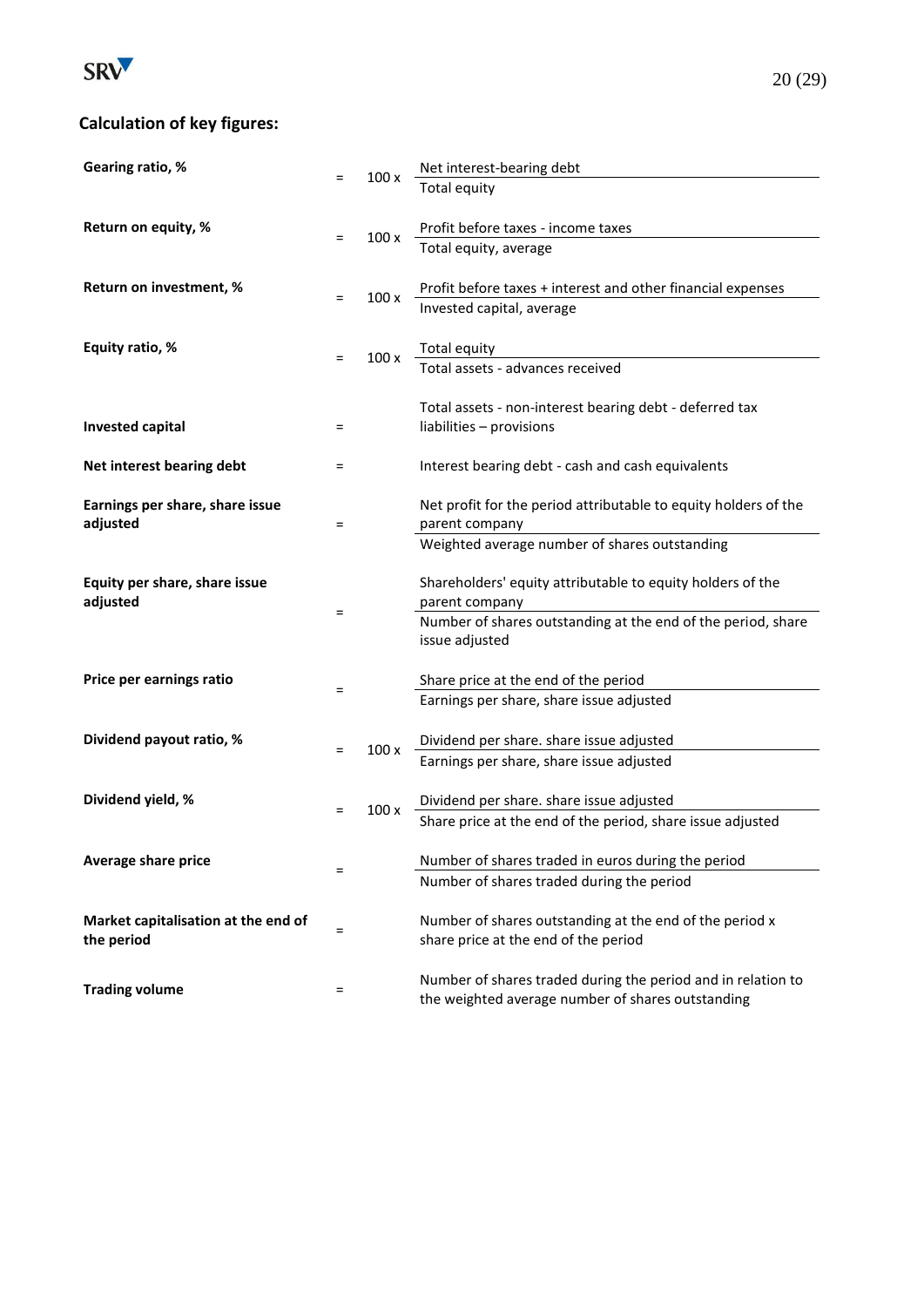## Calculation of key figures:

| Key figure | | | Formula |
|---|---|---|---|
| **Gearing ratio, %** | = | 100 x | Net interest-bearing debt / Total equity |
| **Return on equity, %** | = | 100 x | Profit before taxes - income taxes / Total equity, average |
| **Return on investment, %** | = | 100 x | Profit before taxes + interest and other financial expenses / Invested capital, average |
| **Equity ratio, %** | = | 100 x | Total equity / Total assets - advances received |
| **Invested capital** | = | | Total assets - non-interest bearing debt - deferred tax liabilities – provisions |
| **Net interest bearing debt** | = | | Interest bearing debt - cash and cash equivalents |
| **Earnings per share, share issue adjusted** | = | | Net profit for the period attributable to equity holders of the parent company / Weighted average number of shares outstanding |
| **Equity per share, share issue adjusted** | = | | Shareholders' equity attributable to equity holders of the parent company / Number of shares outstanding at the end of the period, share issue adjusted |
| **Price per earnings ratio** | = | | Share price at the end of the period / Earnings per share, share issue adjusted |
| **Dividend payout ratio, %** | = | 100 x | Dividend per share. share issue adjusted / Earnings per share, share issue adjusted |
| **Dividend yield, %** | = | 100 x | Dividend per share. share issue adjusted / Share price at the end of the period, share issue adjusted |
| **Average share price** | = | | Number of shares traded in euros during the period / Number of shares traded during the period |
| **Market capitalisation at the end of the period** | = | | Number of shares outstanding at the end of the period x share price at the end of the period |
| **Trading volume** | = | | Number of shares traded during the period and in relation to the weighted average number of shares outstanding |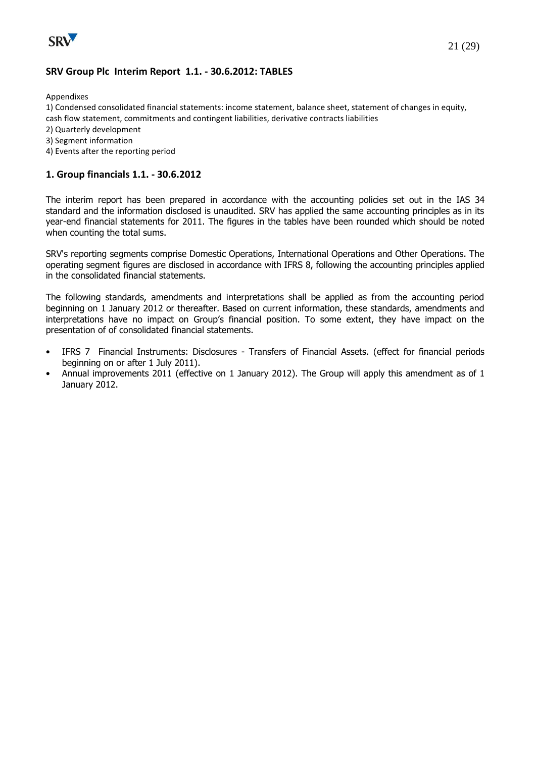## SRV Group Plc Interim Report 1.1. - 30.6.2012: TABLES

Appendixes

1) Condensed consolidated financial statements: income statement, balance sheet, statement of changes in equity, cash flow statement, commitments and contingent liabilities, derivative contracts liabilities
2) Quarterly development
3) Segment information
4) Events after the reporting period

## 1. Group financials 1.1. - 30.6.2012

The interim report has been prepared in accordance with the accounting policies set out in the IAS 34 standard and the information disclosed is unaudited. SRV has applied the same accounting principles as in its year-end financial statements for 2011. The figures in the tables have been rounded which should be noted when counting the total sums.

SRV's reporting segments comprise Domestic Operations, International Operations and Other Operations. The operating segment figures are disclosed in accordance with IFRS 8, following the accounting principles applied in the consolidated financial statements.

The following standards, amendments and interpretations shall be applied as from the accounting period beginning on 1 January 2012 or thereafter. Based on current information, these standards, amendments and interpretations have no impact on Group's financial position. To some extent, they have impact on the presentation of of consolidated financial statements.

- IFRS 7 Financial Instruments: Disclosures - Transfers of Financial Assets. (effect for financial periods beginning on or after 1 July 2011).
- Annual improvements 2011 (effective on 1 January 2012). The Group will apply this amendment as of 1 January 2012.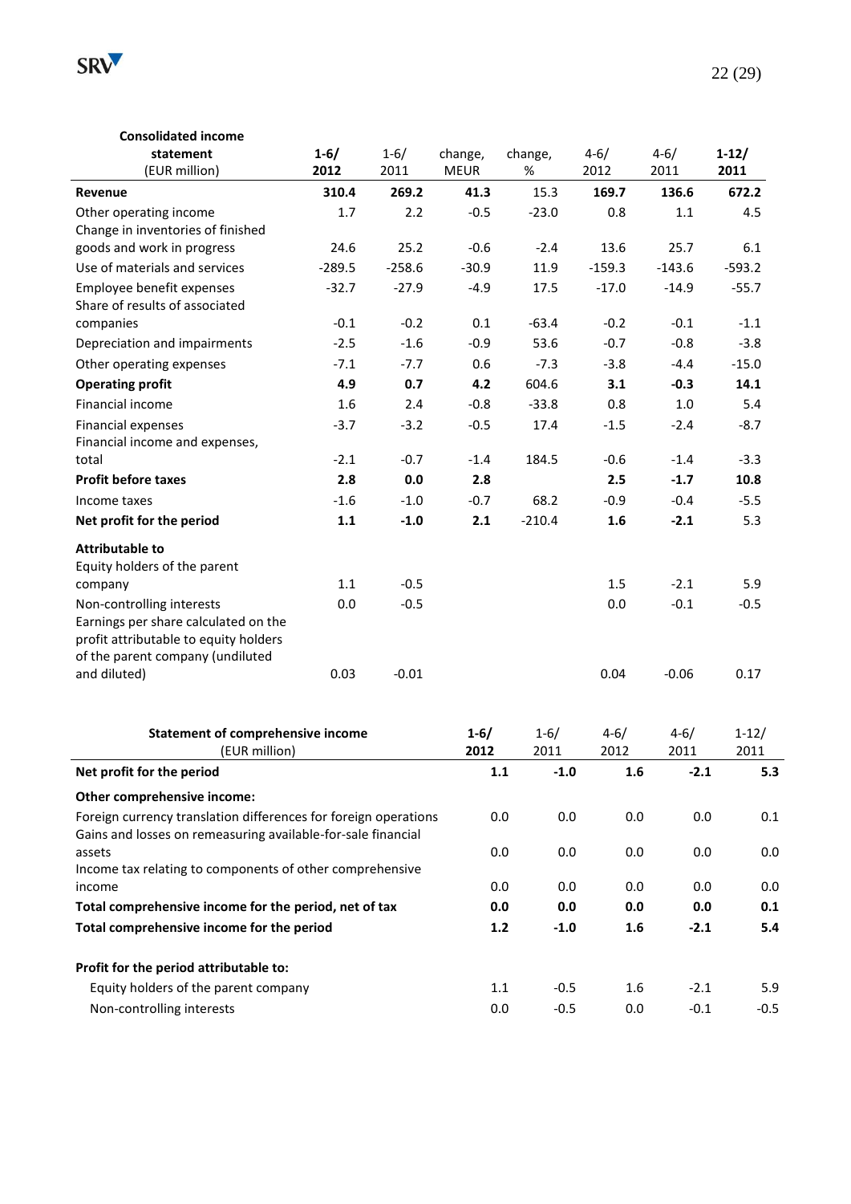| **Consolidated income statement** (EUR million) | **1-6/ 2012** | 1-6/ 2011 | change, MEUR | change, % | 4-6/ 2012 | 4-6/ 2011 | **1-12/ 2011** |
|---|---|---|---|---|---|---|---|
| **Revenue** | **310.4** | **269.2** | **41.3** | 15.3 | **169.7** | **136.6** | **672.2** |
| Other operating income | 1.7 | 2.2 | -0.5 | -23.0 | 0.8 | 1.1 | 4.5 |
| Change in inventories of finished goods and work in progress | 24.6 | 25.2 | -0.6 | -2.4 | 13.6 | 25.7 | 6.1 |
| Use of materials and services | -289.5 | -258.6 | -30.9 | 11.9 | -159.3 | -143.6 | -593.2 |
| Employee benefit expenses | -32.7 | -27.9 | -4.9 | 17.5 | -17.0 | -14.9 | -55.7 |
| Share of results of associated companies | -0.1 | -0.2 | 0.1 | -63.4 | -0.2 | -0.1 | -1.1 |
| Depreciation and impairments | -2.5 | -1.6 | -0.9 | 53.6 | -0.7 | -0.8 | -3.8 |
| Other operating expenses | -7.1 | -7.7 | 0.6 | -7.3 | -3.8 | -4.4 | -15.0 |
| **Operating profit** | **4.9** | **0.7** | **4.2** | 604.6 | **3.1** | **-0.3** | **14.1** |
| Financial income | 1.6 | 2.4 | -0.8 | -33.8 | 0.8 | 1.0 | 5.4 |
| Financial expenses | -3.7 | -3.2 | -0.5 | 17.4 | -1.5 | -2.4 | -8.7 |
| Financial income and expenses, total | -2.1 | -0.7 | -1.4 | 184.5 | -0.6 | -1.4 | -3.3 |
| **Profit before taxes** | **2.8** | **0.0** | **2.8** | | **2.5** | **-1.7** | **10.8** |
| Income taxes | -1.6 | -1.0 | -0.7 | 68.2 | -0.9 | -0.4 | -5.5 |
| **Net profit for the period** | **1.1** | **-1.0** | **2.1** | -210.4 | **1.6** | **-2.1** | 5.3 |
| **Attributable to** | | | | | | | |
| Equity holders of the parent company | 1.1 | -0.5 | | | 1.5 | -2.1 | 5.9 |
| Non-controlling interests | 0.0 | -0.5 | | | 0.0 | -0.1 | -0.5 |
| Earnings per share calculated on the profit attributable to equity holders of the parent company (undiluted and diluted) | 0.03 | -0.01 | | | 0.04 | -0.06 | 0.17 |

| **Statement of comprehensive income** (EUR million) | **1-6/ 2012** | 1-6/ 2011 | 4-6/ 2012 | 4-6/ 2011 | 1-12/ 2011 |
|---|---|---|---|---|---|
| **Net profit for the period** | **1.1** | **-1.0** | **1.6** | **-2.1** | **5.3** |
| **Other comprehensive income:** | | | | | |
| Foreign currency translation differences for foreign operations | 0.0 | 0.0 | 0.0 | 0.0 | 0.1 |
| Gains and losses on remeasuring available-for-sale financial assets | 0.0 | 0.0 | 0.0 | 0.0 | 0.0 |
| Income tax relating to components of other comprehensive income | 0.0 | 0.0 | 0.0 | 0.0 | 0.0 |
| **Total comprehensive income for the period, net of tax** | **0.0** | **0.0** | **0.0** | **0.0** | **0.1** |
| **Total comprehensive income for the period** | **1.2** | **-1.0** | **1.6** | **-2.1** | **5.4** |
| **Profit for the period attributable to:** | | | | | |
| Equity holders of the parent company | 1.1 | -0.5 | 1.6 | -2.1 | 5.9 |
| Non-controlling interests | 0.0 | -0.5 | 0.0 | -0.1 | -0.5 |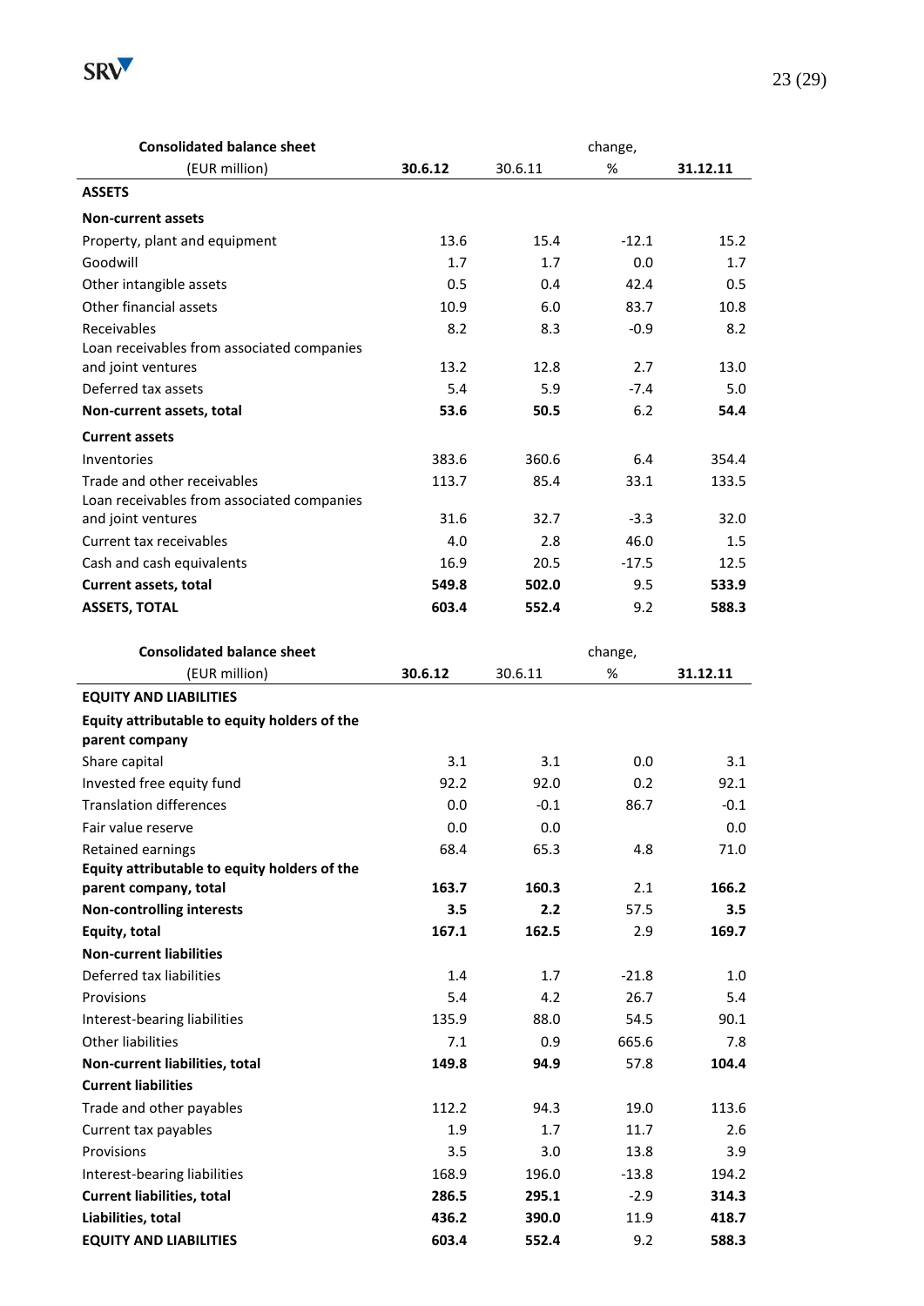| Consolidated balance sheet (EUR million) | 30.6.12 | 30.6.11 | change, % | 31.12.11 |
|---|---|---|---|---|
| **ASSETS** | | | | |
| **Non-current assets** | | | | |
| Property, plant and equipment | 13.6 | 15.4 | -12.1 | 15.2 |
| Goodwill | 1.7 | 1.7 | 0.0 | 1.7 |
| Other intangible assets | 0.5 | 0.4 | 42.4 | 0.5 |
| Other financial assets | 10.9 | 6.0 | 83.7 | 10.8 |
| Receivables | 8.2 | 8.3 | -0.9 | 8.2 |
| Loan receivables from associated companies and joint ventures | 13.2 | 12.8 | 2.7 | 13.0 |
| Deferred tax assets | 5.4 | 5.9 | -7.4 | 5.0 |
| **Non-current assets, total** | **53.6** | **50.5** | 6.2 | **54.4** |
| **Current assets** | | | | |
| Inventories | 383.6 | 360.6 | 6.4 | 354.4 |
| Trade and other receivables | 113.7 | 85.4 | 33.1 | 133.5 |
| Loan receivables from associated companies and joint ventures | 31.6 | 32.7 | -3.3 | 32.0 |
| Current tax receivables | 4.0 | 2.8 | 46.0 | 1.5 |
| Cash and cash equivalents | 16.9 | 20.5 | -17.5 | 12.5 |
| **Current assets, total** | **549.8** | **502.0** | 9.5 | **533.9** |
| **ASSETS, TOTAL** | **603.4** | **552.4** | 9.2 | **588.3** |

| Consolidated balance sheet (EUR million) | 30.6.12 | 30.6.11 | change, % | 31.12.11 |
|---|---|---|---|---|
| **EQUITY AND LIABILITIES** | | | | |
| **Equity attributable to equity holders of the parent company** | | | | |
| Share capital | 3.1 | 3.1 | 0.0 | 3.1 |
| Invested free equity fund | 92.2 | 92.0 | 0.2 | 92.1 |
| Translation differences | 0.0 | -0.1 | 86.7 | -0.1 |
| Fair value reserve | 0.0 | 0.0 | | 0.0 |
| Retained earnings | 68.4 | 65.3 | 4.8 | 71.0 |
| **Equity attributable to equity holders of the parent company, total** | **163.7** | **160.3** | 2.1 | **166.2** |
| **Non-controlling interests** | **3.5** | **2.2** | 57.5 | **3.5** |
| **Equity, total** | **167.1** | **162.5** | 2.9 | **169.7** |
| **Non-current liabilities** | | | | |
| Deferred tax liabilities | 1.4 | 1.7 | -21.8 | 1.0 |
| Provisions | 5.4 | 4.2 | 26.7 | 5.4 |
| Interest-bearing liabilities | 135.9 | 88.0 | 54.5 | 90.1 |
| Other liabilities | 7.1 | 0.9 | 665.6 | 7.8 |
| **Non-current liabilities, total** | **149.8** | **94.9** | 57.8 | **104.4** |
| **Current liabilities** | | | | |
| Trade and other payables | 112.2 | 94.3 | 19.0 | 113.6 |
| Current tax payables | 1.9 | 1.7 | 11.7 | 2.6 |
| Provisions | 3.5 | 3.0 | 13.8 | 3.9 |
| Interest-bearing liabilities | 168.9 | 196.0 | -13.8 | 194.2 |
| **Current liabilities, total** | **286.5** | **295.1** | -2.9 | **314.3** |
| **Liabilities, total** | **436.2** | **390.0** | 11.9 | **418.7** |
| **EQUITY AND LIABILITIES** | **603.4** | **552.4** | 9.2 | **588.3** |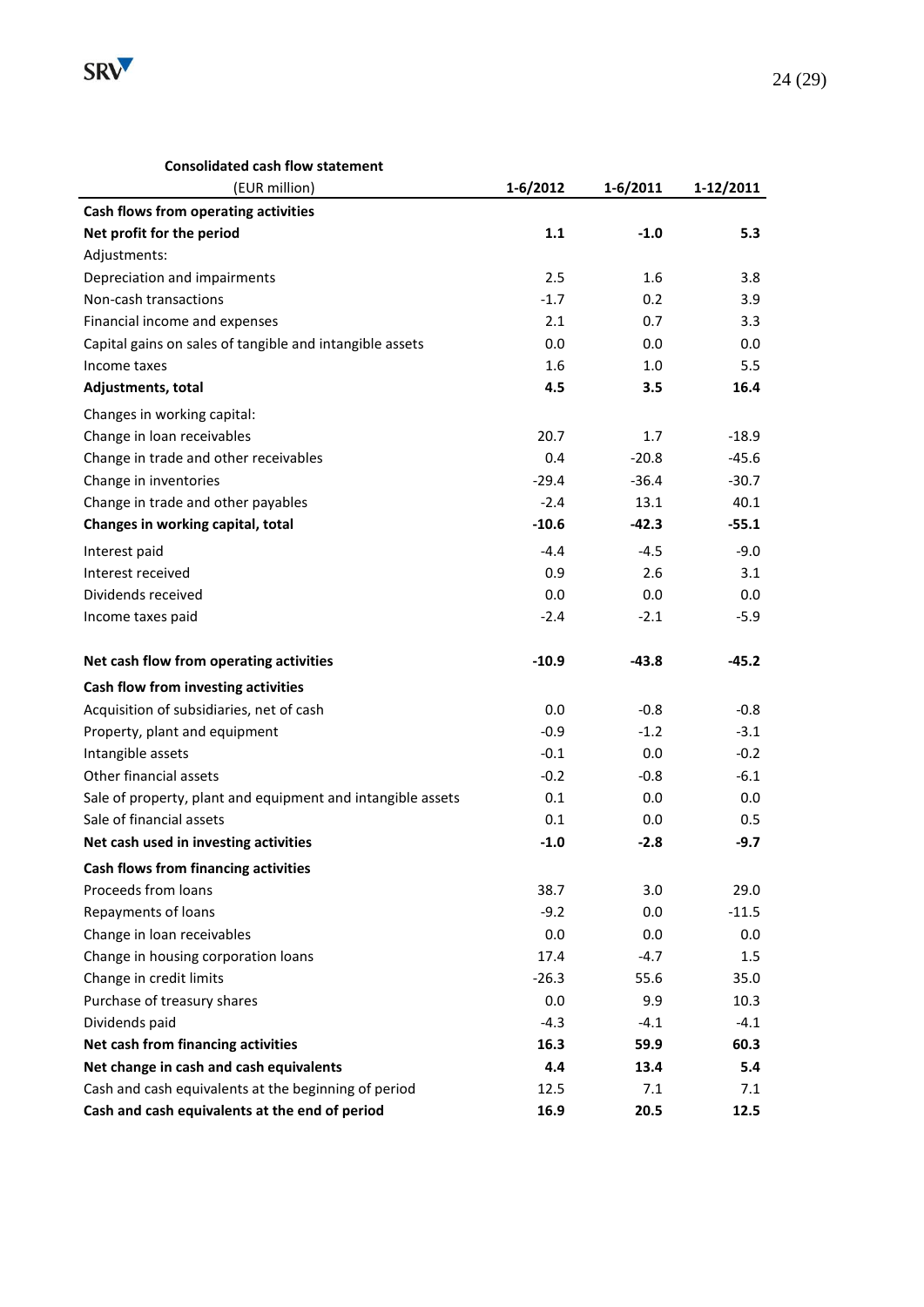**Consolidated cash flow statement**

| (EUR million) | 1-6/2012 | 1-6/2011 | 1-12/2011 |
|---|---|---|---|
| **Cash flows from operating activities** | | | |
| **Net profit for the period** | **1.1** | **-1.0** | **5.3** |
| Adjustments: | | | |
| Depreciation and impairments | 2.5 | 1.6 | 3.8 |
| Non-cash transactions | -1.7 | 0.2 | 3.9 |
| Financial income and expenses | 2.1 | 0.7 | 3.3 |
| Capital gains on sales of tangible and intangible assets | 0.0 | 0.0 | 0.0 |
| Income taxes | 1.6 | 1.0 | 5.5 |
| **Adjustments, total** | **4.5** | **3.5** | **16.4** |
| Changes in working capital: | | | |
| Change in loan receivables | 20.7 | 1.7 | -18.9 |
| Change in trade and other receivables | 0.4 | -20.8 | -45.6 |
| Change in inventories | -29.4 | -36.4 | -30.7 |
| Change in trade and other payables | -2.4 | 13.1 | 40.1 |
| **Changes in working capital, total** | **-10.6** | **-42.3** | **-55.1** |
| Interest paid | -4.4 | -4.5 | -9.0 |
| Interest received | 0.9 | 2.6 | 3.1 |
| Dividends received | 0.0 | 0.0 | 0.0 |
| Income taxes paid | -2.4 | -2.1 | -5.9 |
| **Net cash flow from operating activities** | **-10.9** | **-43.8** | **-45.2** |
| **Cash flow from investing activities** | | | |
| Acquisition of subsidiaries, net of cash | 0.0 | -0.8 | -0.8 |
| Property, plant and equipment | -0.9 | -1.2 | -3.1 |
| Intangible assets | -0.1 | 0.0 | -0.2 |
| Other financial assets | -0.2 | -0.8 | -6.1 |
| Sale of property, plant and equipment and intangible assets | 0.1 | 0.0 | 0.0 |
| Sale of financial assets | 0.1 | 0.0 | 0.5 |
| **Net cash used in investing activities** | **-1.0** | **-2.8** | **-9.7** |
| **Cash flows from financing activities** | | | |
| Proceeds from loans | 38.7 | 3.0 | 29.0 |
| Repayments of loans | -9.2 | 0.0 | -11.5 |
| Change in loan receivables | 0.0 | 0.0 | 0.0 |
| Change in housing corporation loans | 17.4 | -4.7 | 1.5 |
| Change in credit limits | -26.3 | 55.6 | 35.0 |
| Purchase of treasury shares | 0.0 | 9.9 | 10.3 |
| Dividends paid | -4.3 | -4.1 | -4.1 |
| **Net cash from financing activities** | **16.3** | **59.9** | **60.3** |
| **Net change in cash and cash equivalents** | **4.4** | **13.4** | **5.4** |
| Cash and cash equivalents at the beginning of period | 12.5 | 7.1 | 7.1 |
| **Cash and cash equivalents at the end of period** | **16.9** | **20.5** | **12.5** |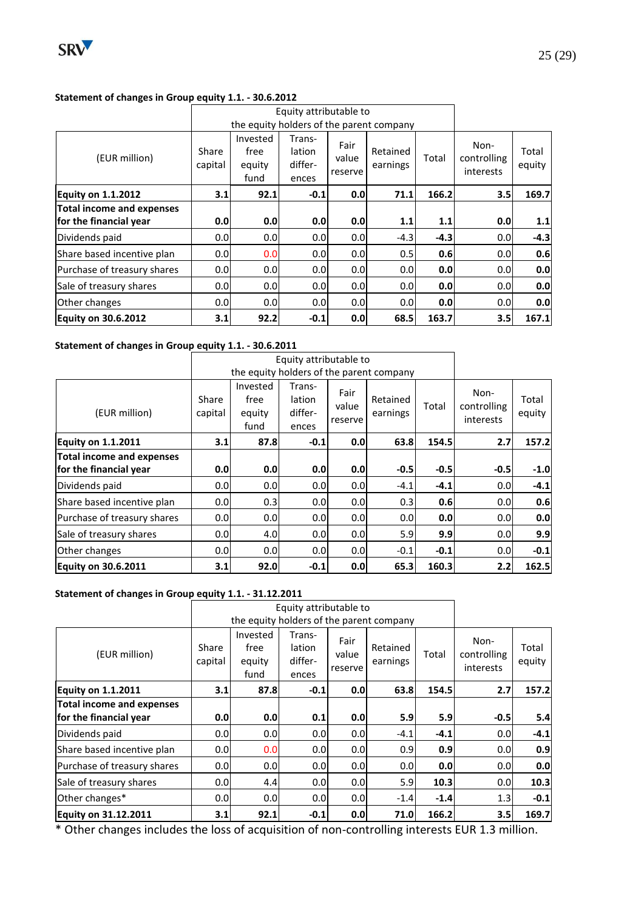**Statement of changes in Group equity 1.1. - 30.6.2012**

| (EUR million) | Equity attributable to the equity holders of the parent company | | | | | | | |
|---|---|---|---|---|---|---|---|---|
| | Share capital | Invested free equity fund | Trans-lation differ-ences | Fair value reserve | Retained earnings | Total | Non-controlling interests | Total equity |
| **Equity on 1.1.2012** | **3.1** | **92.1** | **-0.1** | **0.0** | **71.1** | **166.2** | **3.5** | **169.7** |
| **Total income and expenses for the financial year** | **0.0** | **0.0** | **0.0** | **0.0** | **1.1** | **1.1** | **0.0** | **1.1** |
| Dividends paid | 0.0 | 0.0 | 0.0 | 0.0 | -4.3 | **-4.3** | 0.0 | **-4.3** |
| Share based incentive plan | 0.0 | 0.0 | 0.0 | 0.0 | 0.5 | **0.6** | 0.0 | **0.6** |
| Purchase of treasury shares | 0.0 | 0.0 | 0.0 | 0.0 | 0.0 | **0.0** | 0.0 | **0.0** |
| Sale of treasury shares | 0.0 | 0.0 | 0.0 | 0.0 | 0.0 | **0.0** | 0.0 | **0.0** |
| Other changes | 0.0 | 0.0 | 0.0 | 0.0 | 0.0 | **0.0** | 0.0 | **0.0** |
| **Equity on 30.6.2012** | **3.1** | **92.2** | **-0.1** | **0.0** | **68.5** | **163.7** | **3.5** | **167.1** |

**Statement of changes in Group equity 1.1. - 30.6.2011**

| (EUR million) | Equity attributable to the equity holders of the parent company | | | | | | | |
|---|---|---|---|---|---|---|---|---|
| | Share capital | Invested free equity fund | Trans-lation differ-ences | Fair value reserve | Retained earnings | Total | Non-controlling interests | Total equity |
| **Equity on 1.1.2011** | **3.1** | **87.8** | **-0.1** | **0.0** | **63.8** | **154.5** | **2.7** | **157.2** |
| **Total income and expenses for the financial year** | **0.0** | **0.0** | **0.0** | **0.0** | **-0.5** | **-0.5** | **-0.5** | **-1.0** |
| Dividends paid | 0.0 | 0.0 | 0.0 | 0.0 | -4.1 | **-4.1** | 0.0 | **-4.1** |
| Share based incentive plan | 0.0 | 0.3 | 0.0 | 0.0 | 0.3 | **0.6** | 0.0 | **0.6** |
| Purchase of treasury shares | 0.0 | 0.0 | 0.0 | 0.0 | 0.0 | **0.0** | 0.0 | **0.0** |
| Sale of treasury shares | 0.0 | 4.0 | 0.0 | 0.0 | 5.9 | **9.9** | 0.0 | **9.9** |
| Other changes | 0.0 | 0.0 | 0.0 | 0.0 | -0.1 | **-0.1** | 0.0 | **-0.1** |
| **Equity on 30.6.2011** | **3.1** | **92.0** | **-0.1** | **0.0** | **65.3** | **160.3** | **2.2** | **162.5** |

**Statement of changes in Group equity 1.1. - 31.12.2011**

| (EUR million) | Equity attributable to the equity holders of the parent company | | | | | | | |
|---|---|---|---|---|---|---|---|---|
| | Share capital | Invested free equity fund | Trans-lation differ-ences | Fair value reserve | Retained earnings | Total | Non-controlling interests | Total equity |
| **Equity on 1.1.2011** | **3.1** | **87.8** | **-0.1** | **0.0** | **63.8** | **154.5** | **2.7** | **157.2** |
| **Total income and expenses for the financial year** | **0.0** | **0.0** | **0.1** | **0.0** | **5.9** | **5.9** | **-0.5** | **5.4** |
| Dividends paid | 0.0 | 0.0 | 0.0 | 0.0 | -4.1 | **-4.1** | 0.0 | **-4.1** |
| Share based incentive plan | 0.0 | 0.0 | 0.0 | 0.0 | 0.9 | **0.9** | 0.0 | **0.9** |
| Purchase of treasury shares | 0.0 | 0.0 | 0.0 | 0.0 | 0.0 | **0.0** | 0.0 | **0.0** |
| Sale of treasury shares | 0.0 | 4.4 | 0.0 | 0.0 | 5.9 | **10.3** | 0.0 | **10.3** |
| Other changes* | 0.0 | 0.0 | 0.0 | 0.0 | -1.4 | **-1.4** | 1.3 | **-0.1** |
| **Equity on 31.12.2011** | **3.1** | **92.1** | **-0.1** | **0.0** | **71.0** | **166.2** | **3.5** | **169.7** |

* Other changes includes the loss of acquisition of non-controlling interests EUR 1.3 million.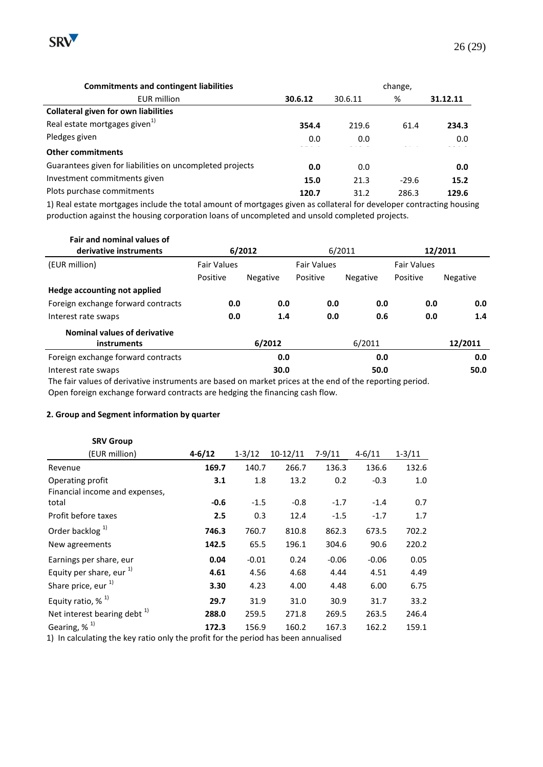| **Commitments and contingent liabilities** | | | change, | |
|---|---|---|---|---|
| EUR million | **30.6.12** | 30.6.11 | % | **31.12.11** |
| **Collateral given for own liabilities** | | | | |
| Real estate mortgages given[1] | **354.4** | 219.6 | 61.4 | **234.3** |
| Pledges given | 0.0 | 0.0 | | 0.0 |
| **Other commitments** | | | | |
| Guarantees given for liabilities on uncompleted projects | **0.0** | 0.0 | | **0.0** |
| Investment commitments given | **15.0** | 21.3 | -29.6 | **15.2** |
| Plots purchase commitments | **120.7** | 31.2 | 286.3 | **129.6** |

1) Real estate mortgages include the total amount of mortgages given as collateral for developer contracting housing production against the housing corporation loans of uncompleted and unsold completed projects.

| **Fair and nominal values of derivative instruments** | **6/2012** | | 6/2011 | | **12/2011** | |
|---|---|---|---|---|---|---|
| (EUR million) | Fair Values | | Fair Values | | Fair Values | |
| | Positive | Negative | Positive | Negative | Positive | Negative |
| **Hedge accounting not applied** | | | | | | |
| Foreign exchange forward contracts | **0.0** | **0.0** | **0.0** | **0.0** | **0.0** | **0.0** |
| Interest rate swaps | **0.0** | **1.4** | **0.0** | **0.6** | **0.0** | **1.4** |

| **Nominal values of derivative instruments** | **6/2012** | 6/2011 | **12/2011** |
|---|---|---|---|
| Foreign exchange forward contracts | **0.0** | **0.0** | **0.0** |
| Interest rate swaps | **30.0** | **50.0** | **50.0** |

The fair values of derivative instruments are based on market prices at the end of the reporting period.
Open foreign exchange forward contracts are hedging the financing cash flow.

### 2. Group and Segment information by quarter

| **SRV Group** (EUR million) | **4-6/12** | 1-3/12 | 10-12/11 | 7-9/11 | 4-6/11 | 1-3/11 |
|---|---|---|---|---|---|---|
| Revenue | **169.7** | 140.7 | 266.7 | 136.3 | 136.6 | 132.6 |
| Operating profit | **3.1** | 1.8 | 13.2 | 0.2 | -0.3 | 1.0 |
| Financial income and expenses, total | **-0.6** | -1.5 | -0.8 | -1.7 | -1.4 | 0.7 |
| Profit before taxes | **2.5** | 0.3 | 12.4 | -1.5 | -1.7 | 1.7 |
| Order backlog [1] | **746.3** | 760.7 | 810.8 | 862.3 | 673.5 | 702.2 |
| New agreements | **142.5** | 65.5 | 196.1 | 304.6 | 90.6 | 220.2 |
| Earnings per share, eur | **0.04** | -0.01 | 0.24 | -0.06 | -0.06 | 0.05 |
| Equity per share, eur [1] | **4.61** | 4.56 | 4.68 | 4.44 | 4.51 | 4.49 |
| Share price, eur [1] | **3.30** | 4.23 | 4.00 | 4.48 | 6.00 | 6.75 |
| Equity ratio, % [1] | **29.7** | 31.9 | 31.0 | 30.9 | 31.7 | 33.2 |
| Net interest bearing debt [1] | **288.0** | 259.5 | 271.8 | 269.5 | 263.5 | 246.4 |
| Gearing, % [1] | **172.3** | 156.9 | 160.2 | 167.3 | 162.2 | 159.1 |

1) In calculating the key ratio only the profit for the period has been annualised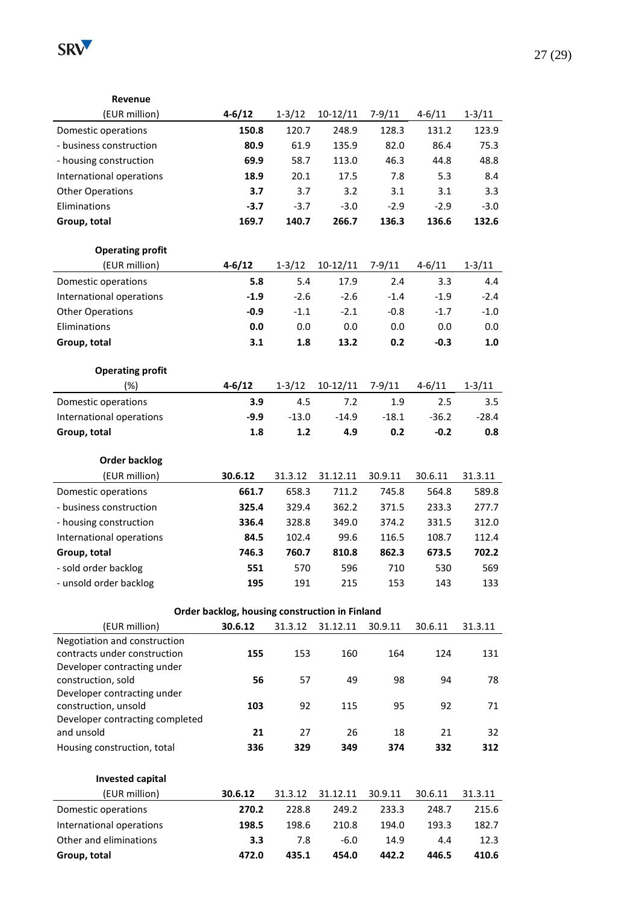**Revenue**

| (EUR million) | **4-6/12** | 1-3/12 | 10-12/11 | 7-9/11 | 4-6/11 | 1-3/11 |
|---|---|---|---|---|---|---|
| Domestic operations | **150.8** | 120.7 | 248.9 | 128.3 | 131.2 | 123.9 |
| - business construction | **80.9** | 61.9 | 135.9 | 82.0 | 86.4 | 75.3 |
| - housing construction | **69.9** | 58.7 | 113.0 | 46.3 | 44.8 | 48.8 |
| International operations | **18.9** | 20.1 | 17.5 | 7.8 | 5.3 | 8.4 |
| Other Operations | **3.7** | 3.7 | 3.2 | 3.1 | 3.1 | 3.3 |
| Eliminations | **-3.7** | -3.7 | -3.0 | -2.9 | -2.9 | -3.0 |
| **Group, total** | **169.7** | **140.7** | **266.7** | **136.3** | **136.6** | **132.6** |

**Operating profit**

| (EUR million) | **4-6/12** | 1-3/12 | 10-12/11 | 7-9/11 | 4-6/11 | 1-3/11 |
|---|---|---|---|---|---|---|
| Domestic operations | **5.8** | 5.4 | 17.9 | 2.4 | 3.3 | 4.4 |
| International operations | **-1.9** | -2.6 | -2.6 | -1.4 | -1.9 | -2.4 |
| Other Operations | **-0.9** | -1.1 | -2.1 | -0.8 | -1.7 | -1.0 |
| Eliminations | **0.0** | 0.0 | 0.0 | 0.0 | 0.0 | 0.0 |
| **Group, total** | **3.1** | **1.8** | **13.2** | **0.2** | **-0.3** | **1.0** |

**Operating profit**

| (%) | **4-6/12** | 1-3/12 | 10-12/11 | 7-9/11 | 4-6/11 | 1-3/11 |
|---|---|---|---|---|---|---|
| Domestic operations | **3.9** | 4.5 | 7.2 | 1.9 | 2.5 | 3.5 |
| International operations | **-9.9** | -13.0 | -14.9 | -18.1 | -36.2 | -28.4 |
| **Group, total** | **1.8** | **1.2** | **4.9** | **0.2** | **-0.2** | **0.8** |

**Order backlog**

| (EUR million) | **30.6.12** | 31.3.12 | 31.12.11 | 30.9.11 | 30.6.11 | 31.3.11 |
|---|---|---|---|---|---|---|
| Domestic operations | **661.7** | 658.3 | 711.2 | 745.8 | 564.8 | 589.8 |
| - business construction | **325.4** | 329.4 | 362.2 | 371.5 | 233.3 | 277.7 |
| - housing construction | **336.4** | 328.8 | 349.0 | 374.2 | 331.5 | 312.0 |
| International operations | **84.5** | 102.4 | 99.6 | 116.5 | 108.7 | 112.4 |
| **Group, total** | **746.3** | **760.7** | **810.8** | **862.3** | **673.5** | **702.2** |
| - sold order backlog | **551** | 570 | 596 | 710 | 530 | 569 |
| - unsold order backlog | **195** | 191 | 215 | 153 | 143 | 133 |

**Order backlog, housing construction in Finland**

| (EUR million) | **30.6.12** | 31.3.12 | 31.12.11 | 30.9.11 | 30.6.11 | 31.3.11 |
|---|---|---|---|---|---|---|
| Negotiation and construction contracts under construction | **155** | 153 | 160 | 164 | 124 | 131 |
| Developer contracting under construction, sold | **56** | 57 | 49 | 98 | 94 | 78 |
| Developer contracting under construction, unsold | **103** | 92 | 115 | 95 | 92 | 71 |
| Developer contracting completed and unsold | **21** | 27 | 26 | 18 | 21 | 32 |
| Housing construction, total | **336** | **329** | **349** | **374** | **332** | **312** |

**Invested capital**

| (EUR million) | **30.6.12** | 31.3.12 | 31.12.11 | 30.9.11 | 30.6.11 | 31.3.11 |
|---|---|---|---|---|---|---|
| Domestic operations | **270.2** | 228.8 | 249.2 | 233.3 | 248.7 | 215.6 |
| International operations | **198.5** | 198.6 | 210.8 | 194.0 | 193.3 | 182.7 |
| Other and eliminations | **3.3** | 7.8 | -6.0 | 14.9 | 4.4 | 12.3 |
| **Group, total** | **472.0** | **435.1** | **454.0** | **442.2** | **446.5** | **410.6** |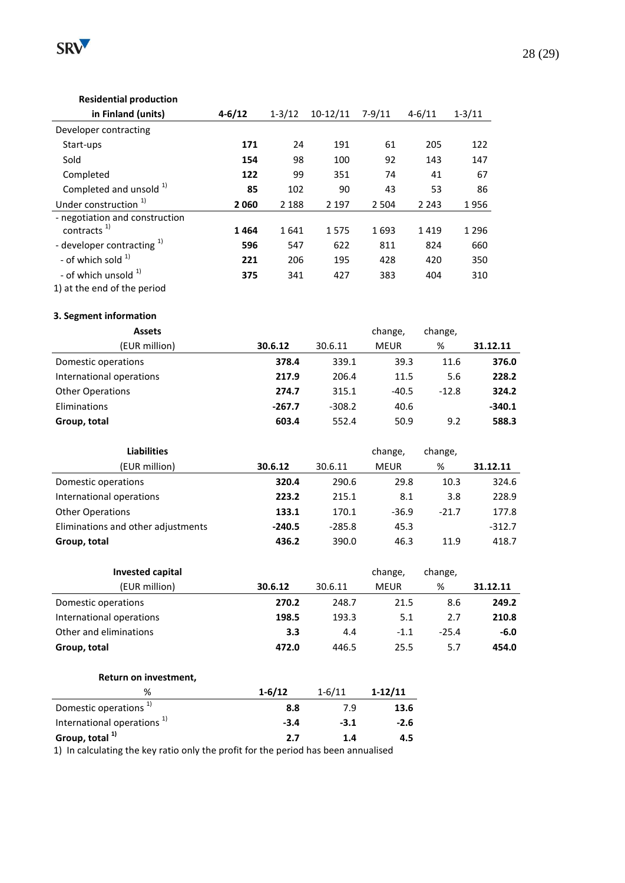| Residential production in Finland (units) | **4-6/12** | 1-3/12 | 10-12/11 | 7-9/11 | 4-6/11 | 1-3/11 |
|---|---|---|---|---|---|---|
| Developer contracting | | | | | | |
| Start-ups | **171** | 24 | 191 | 61 | 205 | 122 |
| Sold | **154** | 98 | 100 | 92 | 143 | 147 |
| Completed | **122** | 99 | 351 | 74 | 41 | 67 |
| Completed and unsold [1) ] | **85** | 102 | 90 | 43 | 53 | 86 |
| Under construction [1) ] | **2 060** | 2 188 | 2 197 | 2 504 | 2 243 | 1 956 |
| - negotiation and construction contracts [1) ] | **1 464** | 1 641 | 1 575 | 1 693 | 1 419 | 1 296 |
| - developer contracting [1) ] | **596** | 547 | 622 | 811 | 824 | 660 |
| - of which sold [1) ] | **221** | 206 | 195 | 428 | 420 | 350 |
| - of which unsold [1) ] | **375** | 341 | 427 | 383 | 404 | 310 |

1) at the end of the period

**3. Segment information**

| Assets (EUR million) | **30.6.12** | 30.6.11 | change, MEUR | change, % | **31.12.11** |
|---|---|---|---|---|---|
| Domestic operations | **378.4** | 339.1 | 39.3 | 11.6 | **376.0** |
| International operations | **217.9** | 206.4 | 11.5 | 5.6 | **228.2** |
| Other Operations | **274.7** | 315.1 | -40.5 | -12.8 | **324.2** |
| Eliminations | **-267.7** | -308.2 | 40.6 | | **-340.1** |
| **Group, total** | **603.4** | 552.4 | 50.9 | 9.2 | **588.3** |

| Liabilities (EUR million) | **30.6.12** | 30.6.11 | change, MEUR | change, % | **31.12.11** |
|---|---|---|---|---|---|
| Domestic operations | **320.4** | 290.6 | 29.8 | 10.3 | 324.6 |
| International operations | **223.2** | 215.1 | 8.1 | 3.8 | 228.9 |
| Other Operations | **133.1** | 170.1 | -36.9 | -21.7 | 177.8 |
| Eliminations and other adjustments | **-240.5** | -285.8 | 45.3 | | -312.7 |
| **Group, total** | **436.2** | 390.0 | 46.3 | 11.9 | 418.7 |

| Invested capital (EUR million) | **30.6.12** | 30.6.11 | change, MEUR | change, % | **31.12.11** |
|---|---|---|---|---|---|
| Domestic operations | **270.2** | 248.7 | 21.5 | 8.6 | **249.2** |
| International operations | **198.5** | 193.3 | 5.1 | 2.7 | **210.8** |
| Other and eliminations | **3.3** | 4.4 | -1.1 | -25.4 | **-6.0** |
| **Group, total** | **472.0** | 446.5 | 25.5 | 5.7 | **454.0** |

| Return on investment, % | **1-6/12** | 1-6/11 | **1-12/11** |
|---|---|---|---|
| Domestic operations [1) ] | **8.8** | 7.9 | **13.6** |
| International operations [1) ] | **-3.4** | -3.1 | **-2.6** |
| **Group, total [1) ]** | **2.7** | 1.4 | **4.5** |

1) In calculating the key ratio only the profit for the period has been annualised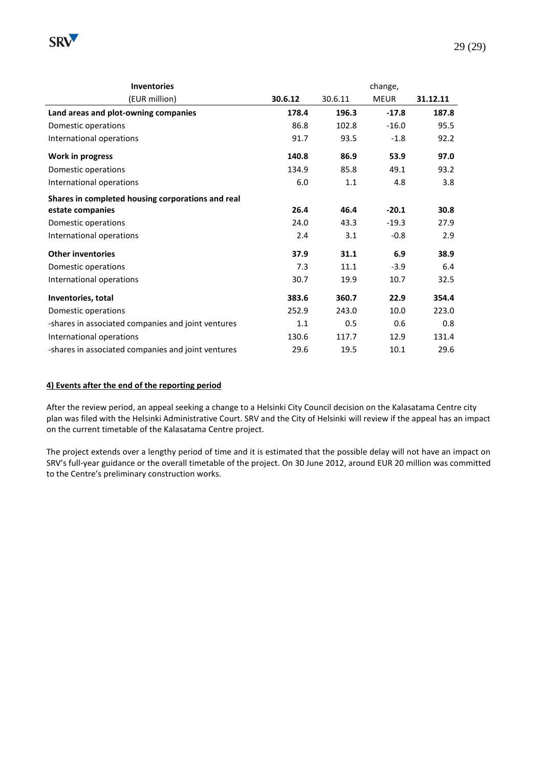| **Inventories** (EUR million) | **30.6.12** | 30.6.11 | change, MEUR | **31.12.11** |
|---|---|---|---|---|
| **Land areas and plot-owning companies** | **178.4** | **196.3** | **-17.8** | **187.8** |
| Domestic operations | 86.8 | 102.8 | -16.0 | 95.5 |
| International operations | 91.7 | 93.5 | -1.8 | 92.2 |
| **Work in progress** | **140.8** | **86.9** | **53.9** | **97.0** |
| Domestic operations | 134.9 | 85.8 | 49.1 | 93.2 |
| International operations | 6.0 | 1.1 | 4.8 | 3.8 |
| **Shares in completed housing corporations and real estate companies** | **26.4** | **46.4** | **-20.1** | **30.8** |
| Domestic operations | 24.0 | 43.3 | -19.3 | 27.9 |
| International operations | 2.4 | 3.1 | -0.8 | 2.9 |
| **Other inventories** | **37.9** | **31.1** | **6.9** | **38.9** |
| Domestic operations | 7.3 | 11.1 | -3.9 | 6.4 |
| International operations | 30.7 | 19.9 | 10.7 | 32.5 |
| **Inventories, total** | **383.6** | **360.7** | **22.9** | **354.4** |
| Domestic operations | 252.9 | 243.0 | 10.0 | 223.0 |
| -shares in associated companies and joint ventures | 1.1 | 0.5 | 0.6 | 0.8 |
| International operations | 130.6 | 117.7 | 12.9 | 131.4 |
| -shares in associated companies and joint ventures | 29.6 | 19.5 | 10.1 | 29.6 |

### 4) Events after the end of the reporting period

After the review period, an appeal seeking a change to a Helsinki City Council decision on the Kalasatama Centre city plan was filed with the Helsinki Administrative Court. SRV and the City of Helsinki will review if the appeal has an impact on the current timetable of the Kalasatama Centre project.

The project extends over a lengthy period of time and it is estimated that the possible delay will not have an impact on SRV's full-year guidance or the overall timetable of the project. On 30 June 2012, around EUR 20 million was committed to the Centre's preliminary construction works.